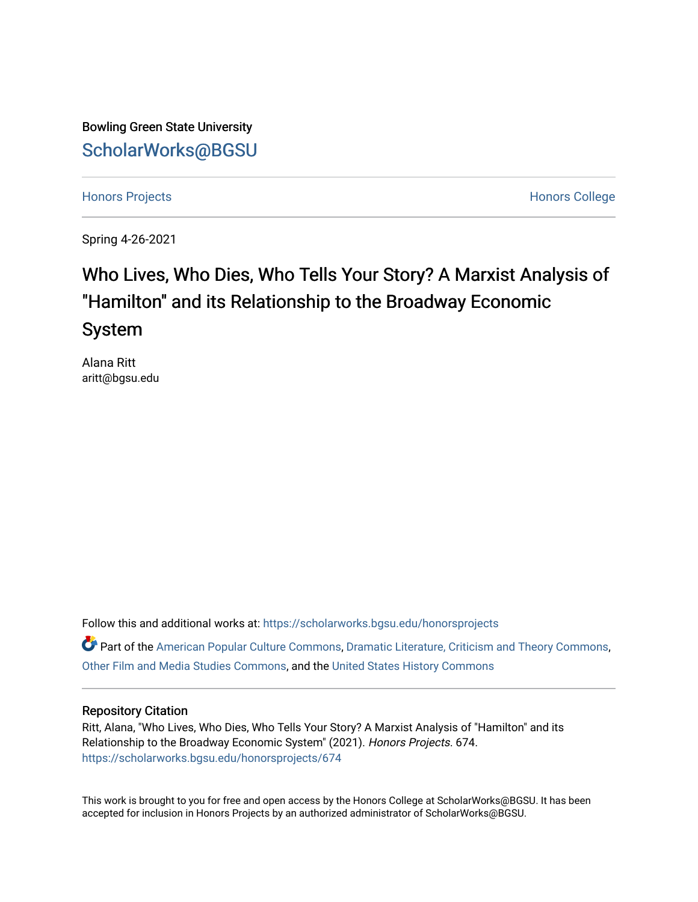Bowling Green State University

ScholarWorks@BGSU

Honors Projects Honors College

Spring 4-26-2021

# Who Lives, Who Dies, Who Tells Your Story? A Marxist Analysis of "Hamilton" and its Relationship to the Broadway Economic System

Alana Ritt
aritt@bgsu.edu

Follow this and additional works at: https://scholarworks.bgsu.edu/honorsprojects

Part of the American Popular Culture Commons, Dramatic Literature, Criticism and Theory Commons, Other Film and Media Studies Commons, and the United States History Commons

### Repository Citation

Ritt, Alana, "Who Lives, Who Dies, Who Tells Your Story? A Marxist Analysis of "Hamilton" and its Relationship to the Broadway Economic System" (2021). *Honors Projects*. 674.
https://scholarworks.bgsu.edu/honorsprojects/674

This work is brought to you for free and open access by the Honors College at ScholarWorks@BGSU. It has been accepted for inclusion in Honors Projects by an authorized administrator of ScholarWorks@BGSU.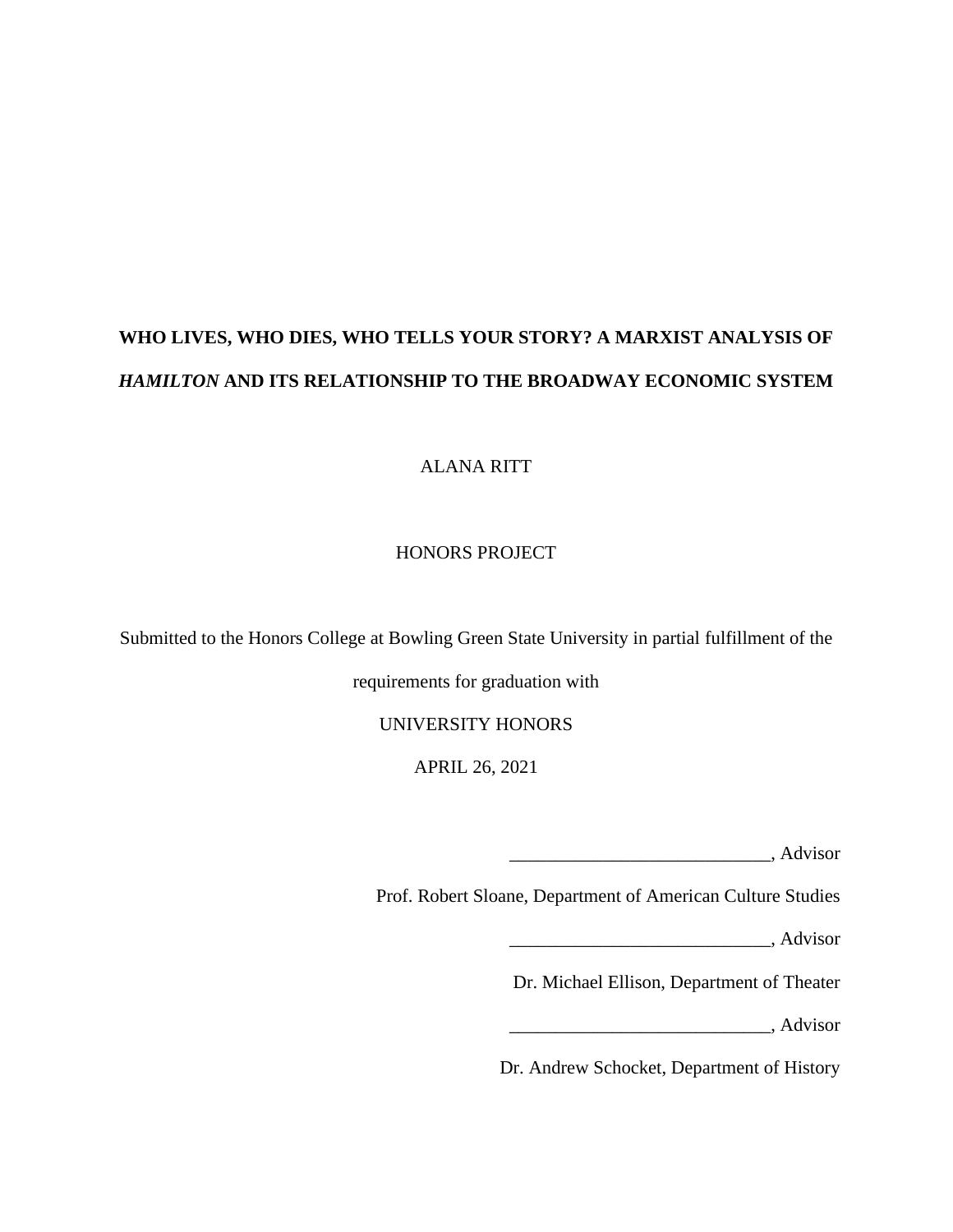# WHO LIVES, WHO DIES, WHO TELLS YOUR STORY? A MARXIST ANALYSIS OF *HAMILTON* AND ITS RELATIONSHIP TO THE BROADWAY ECONOMIC SYSTEM

ALANA RITT

HONORS PROJECT

Submitted to the Honors College at Bowling Green State University in partial fulfillment of the requirements for graduation with

UNIVERSITY HONORS

APRIL 26, 2021

___________________________, Advisor

Prof. Robert Sloane, Department of American Culture Studies

___________________________, Advisor

Dr. Michael Ellison, Department of Theater

___________________________, Advisor

Dr. Andrew Schocket, Department of History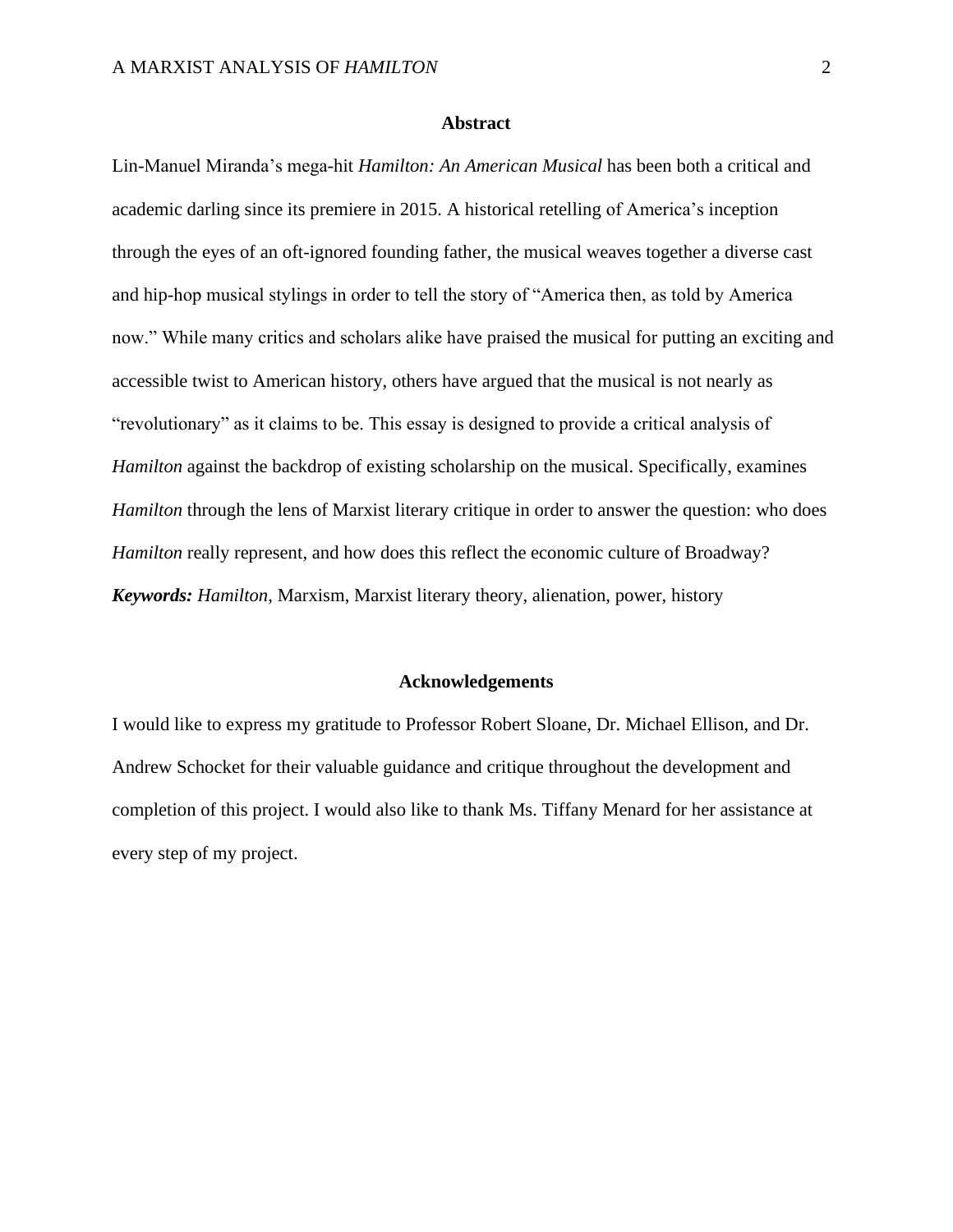## Abstract

Lin-Manuel Miranda's mega-hit *Hamilton: An American Musical* has been both a critical and academic darling since its premiere in 2015. A historical retelling of America's inception through the eyes of an oft-ignored founding father, the musical weaves together a diverse cast and hip-hop musical stylings in order to tell the story of "America then, as told by America now." While many critics and scholars alike have praised the musical for putting an exciting and accessible twist to American history, others have argued that the musical is not nearly as "revolutionary" as it claims to be. This essay is designed to provide a critical analysis of *Hamilton* against the backdrop of existing scholarship on the musical. Specifically, examines *Hamilton* through the lens of Marxist literary critique in order to answer the question: who does *Hamilton* really represent, and how does this reflect the economic culture of Broadway?

***Keywords:*** *Hamilton*, Marxism, Marxist literary theory, alienation, power, history

## Acknowledgements

I would like to express my gratitude to Professor Robert Sloane, Dr. Michael Ellison, and Dr. Andrew Schocket for their valuable guidance and critique throughout the development and completion of this project. I would also like to thank Ms. Tiffany Menard for her assistance at every step of my project.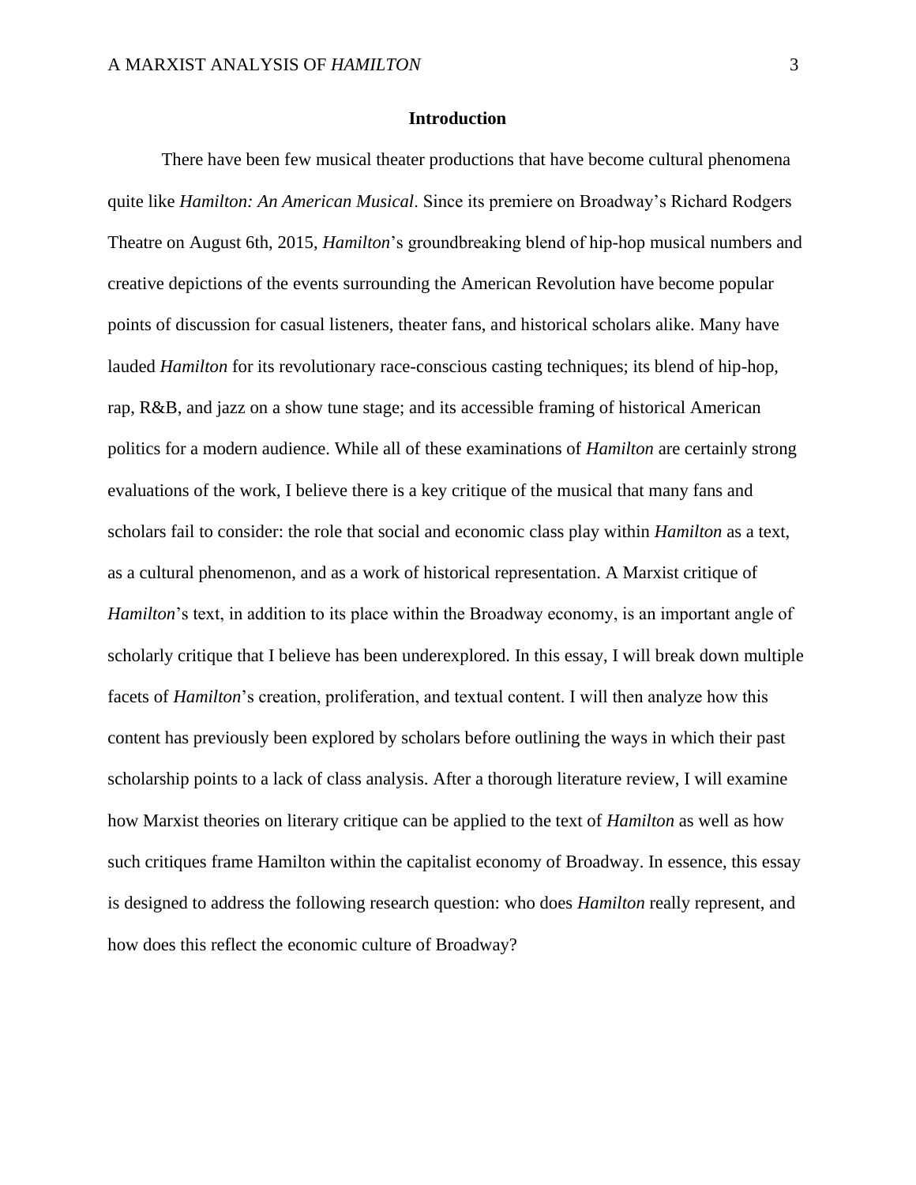## Introduction

There have been few musical theater productions that have become cultural phenomena quite like *Hamilton: An American Musical*. Since its premiere on Broadway's Richard Rodgers Theatre on August 6th, 2015, *Hamilton*'s groundbreaking blend of hip-hop musical numbers and creative depictions of the events surrounding the American Revolution have become popular points of discussion for casual listeners, theater fans, and historical scholars alike. Many have lauded *Hamilton* for its revolutionary race-conscious casting techniques; its blend of hip-hop, rap, R&B, and jazz on a show tune stage; and its accessible framing of historical American politics for a modern audience. While all of these examinations of *Hamilton* are certainly strong evaluations of the work, I believe there is a key critique of the musical that many fans and scholars fail to consider: the role that social and economic class play within *Hamilton* as a text, as a cultural phenomenon, and as a work of historical representation. A Marxist critique of *Hamilton*'s text, in addition to its place within the Broadway economy, is an important angle of scholarly critique that I believe has been underexplored. In this essay, I will break down multiple facets of *Hamilton*'s creation, proliferation, and textual content. I will then analyze how this content has previously been explored by scholars before outlining the ways in which their past scholarship points to a lack of class analysis. After a thorough literature review, I will examine how Marxist theories on literary critique can be applied to the text of *Hamilton* as well as how such critiques frame Hamilton within the capitalist economy of Broadway. In essence, this essay is designed to address the following research question: who does *Hamilton* really represent, and how does this reflect the economic culture of Broadway?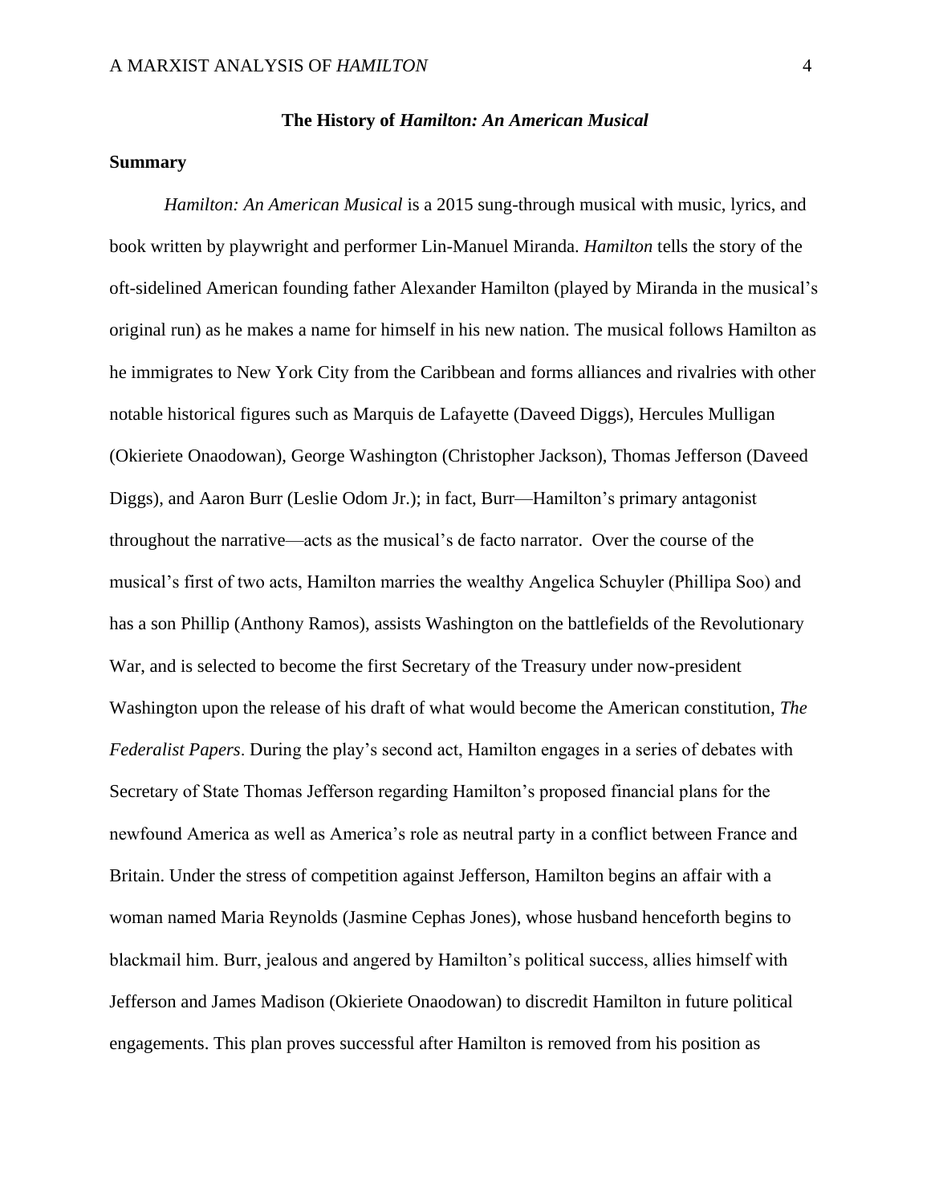## The History of *Hamilton: An American Musical*

### Summary

*Hamilton: An American Musical* is a 2015 sung-through musical with music, lyrics, and book written by playwright and performer Lin-Manuel Miranda. *Hamilton* tells the story of the oft-sidelined American founding father Alexander Hamilton (played by Miranda in the musical's original run) as he makes a name for himself in his new nation. The musical follows Hamilton as he immigrates to New York City from the Caribbean and forms alliances and rivalries with other notable historical figures such as Marquis de Lafayette (Daveed Diggs), Hercules Mulligan (Okieriete Onaodowan), George Washington (Christopher Jackson), Thomas Jefferson (Daveed Diggs), and Aaron Burr (Leslie Odom Jr.); in fact, Burr—Hamilton's primary antagonist throughout the narrative—acts as the musical's de facto narrator. Over the course of the musical's first of two acts, Hamilton marries the wealthy Angelica Schuyler (Phillipa Soo) and has a son Phillip (Anthony Ramos), assists Washington on the battlefields of the Revolutionary War, and is selected to become the first Secretary of the Treasury under now-president Washington upon the release of his draft of what would become the American constitution, *The Federalist Papers*. During the play's second act, Hamilton engages in a series of debates with Secretary of State Thomas Jefferson regarding Hamilton's proposed financial plans for the newfound America as well as America's role as neutral party in a conflict between France and Britain. Under the stress of competition against Jefferson, Hamilton begins an affair with a woman named Maria Reynolds (Jasmine Cephas Jones), whose husband henceforth begins to blackmail him. Burr, jealous and angered by Hamilton's political success, allies himself with Jefferson and James Madison (Okieriete Onaodowan) to discredit Hamilton in future political engagements. This plan proves successful after Hamilton is removed from his position as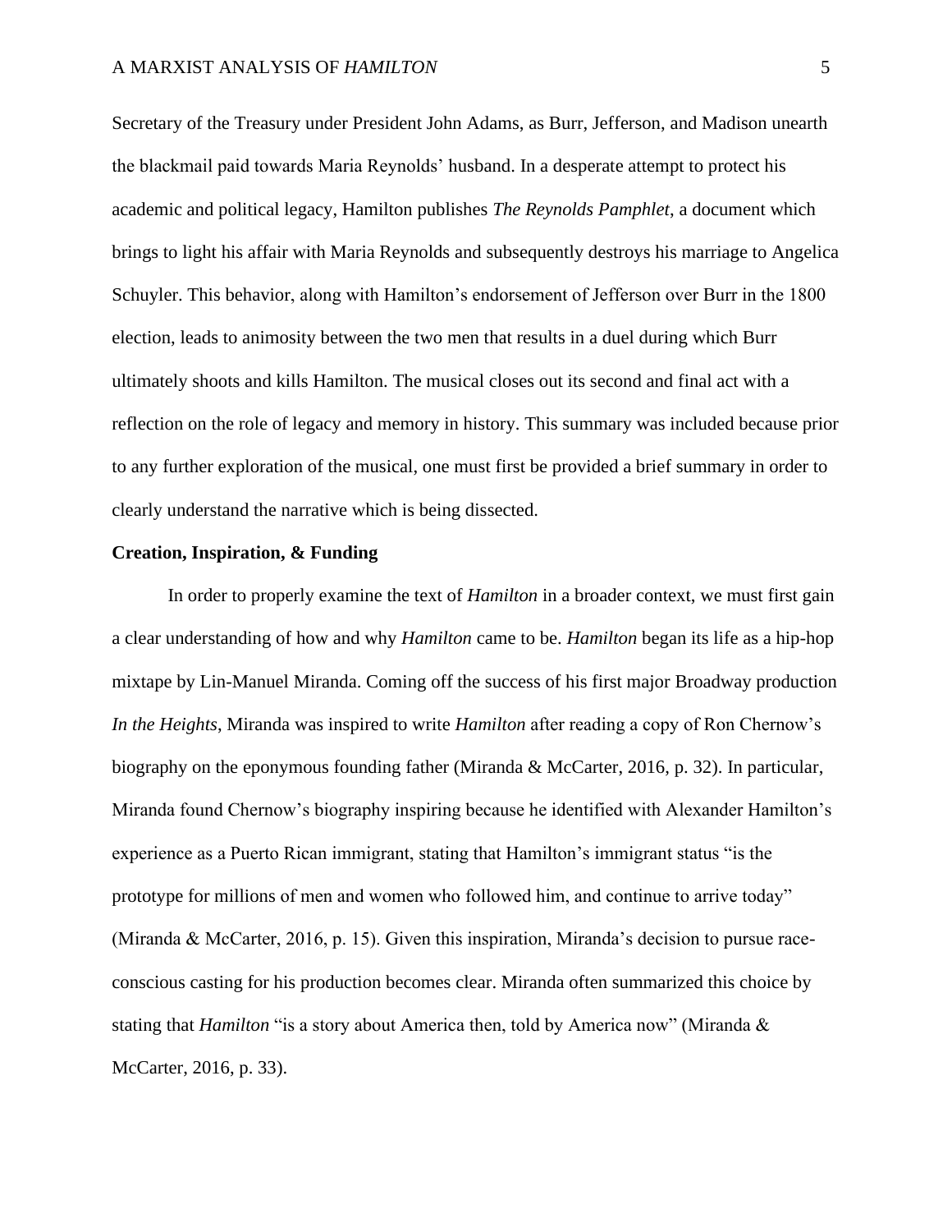Secretary of the Treasury under President John Adams, as Burr, Jefferson, and Madison unearth the blackmail paid towards Maria Reynolds' husband. In a desperate attempt to protect his academic and political legacy, Hamilton publishes *The Reynolds Pamphlet*, a document which brings to light his affair with Maria Reynolds and subsequently destroys his marriage to Angelica Schuyler. This behavior, along with Hamilton's endorsement of Jefferson over Burr in the 1800 election, leads to animosity between the two men that results in a duel during which Burr ultimately shoots and kills Hamilton. The musical closes out its second and final act with a reflection on the role of legacy and memory in history. This summary was included because prior to any further exploration of the musical, one must first be provided a brief summary in order to clearly understand the narrative which is being dissected.

**Creation, Inspiration, & Funding**

In order to properly examine the text of *Hamilton* in a broader context, we must first gain a clear understanding of how and why *Hamilton* came to be. *Hamilton* began its life as a hip-hop mixtape by Lin-Manuel Miranda. Coming off the success of his first major Broadway production *In the Heights*, Miranda was inspired to write *Hamilton* after reading a copy of Ron Chernow's biography on the eponymous founding father (Miranda & McCarter, 2016, p. 32). In particular, Miranda found Chernow's biography inspiring because he identified with Alexander Hamilton's experience as a Puerto Rican immigrant, stating that Hamilton's immigrant status "is the prototype for millions of men and women who followed him, and continue to arrive today" (Miranda & McCarter, 2016, p. 15). Given this inspiration, Miranda's decision to pursue race-conscious casting for his production becomes clear. Miranda often summarized this choice by stating that *Hamilton* "is a story about America then, told by America now" (Miranda & McCarter, 2016, p. 33).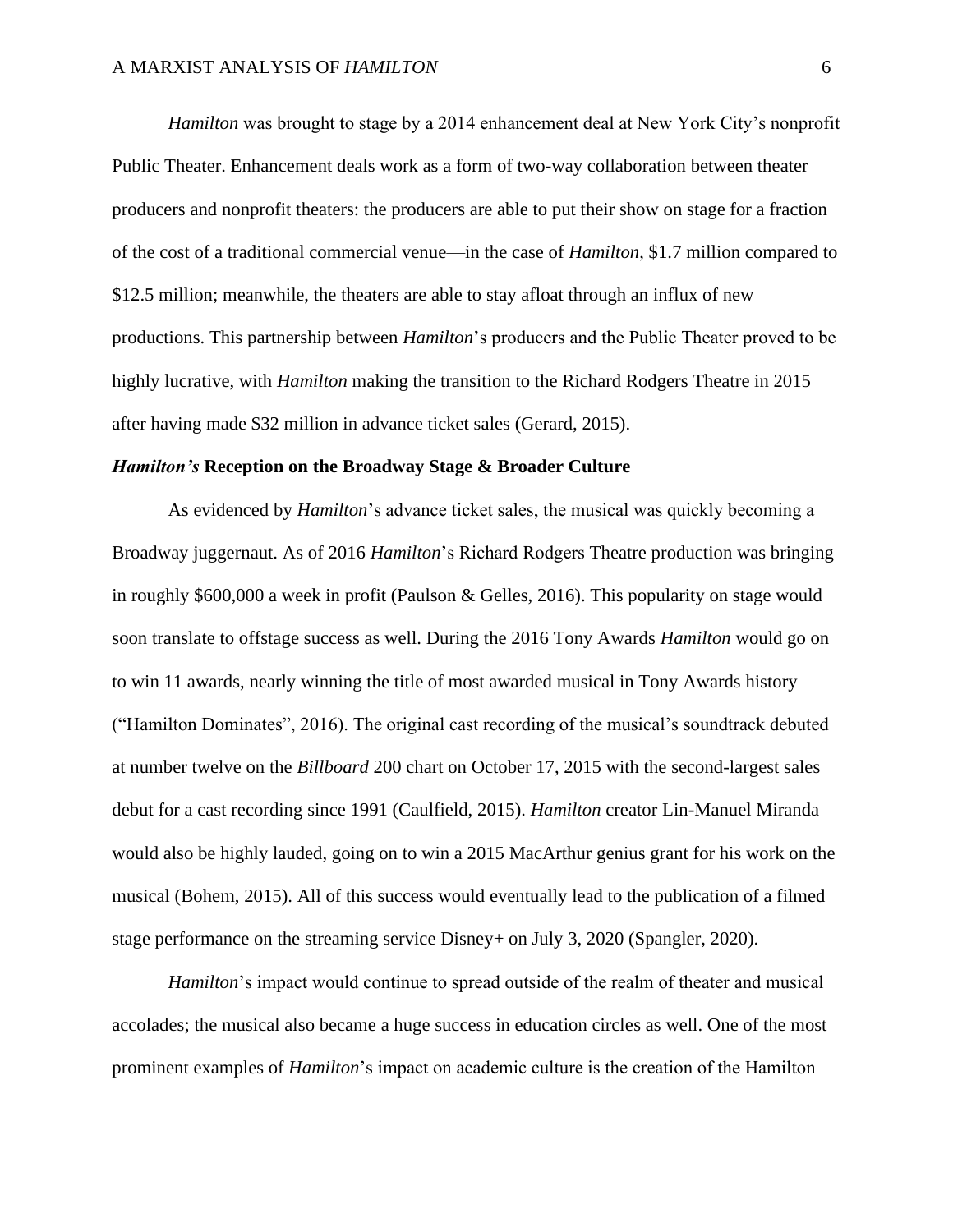*Hamilton* was brought to stage by a 2014 enhancement deal at New York City's nonprofit Public Theater. Enhancement deals work as a form of two-way collaboration between theater producers and nonprofit theaters: the producers are able to put their show on stage for a fraction of the cost of a traditional commercial venue—in the case of *Hamilton*, $1.7 million compared to $12.5 million; meanwhile, the theaters are able to stay afloat through an influx of new productions. This partnership between *Hamilton*'s producers and the Public Theater proved to be highly lucrative, with *Hamilton* making the transition to the Richard Rodgers Theatre in 2015 after having made $32 million in advance ticket sales (Gerard, 2015).

### ***Hamilton's*** **Reception on the Broadway Stage & Broader Culture**

As evidenced by *Hamilton*'s advance ticket sales, the musical was quickly becoming a Broadway juggernaut. As of 2016 *Hamilton*'s Richard Rodgers Theatre production was bringing in roughly $600,000 a week in profit (Paulson & Gelles, 2016). This popularity on stage would soon translate to offstage success as well. During the 2016 Tony Awards *Hamilton* would go on to win 11 awards, nearly winning the title of most awarded musical in Tony Awards history ("Hamilton Dominates", 2016). The original cast recording of the musical's soundtrack debuted at number twelve on the *Billboard* 200 chart on October 17, 2015 with the second-largest sales debut for a cast recording since 1991 (Caulfield, 2015). *Hamilton* creator Lin-Manuel Miranda would also be highly lauded, going on to win a 2015 MacArthur genius grant for his work on the musical (Bohem, 2015). All of this success would eventually lead to the publication of a filmed stage performance on the streaming service Disney+ on July 3, 2020 (Spangler, 2020).

*Hamilton*'s impact would continue to spread outside of the realm of theater and musical accolades; the musical also became a huge success in education circles as well. One of the most prominent examples of *Hamilton*'s impact on academic culture is the creation of the Hamilton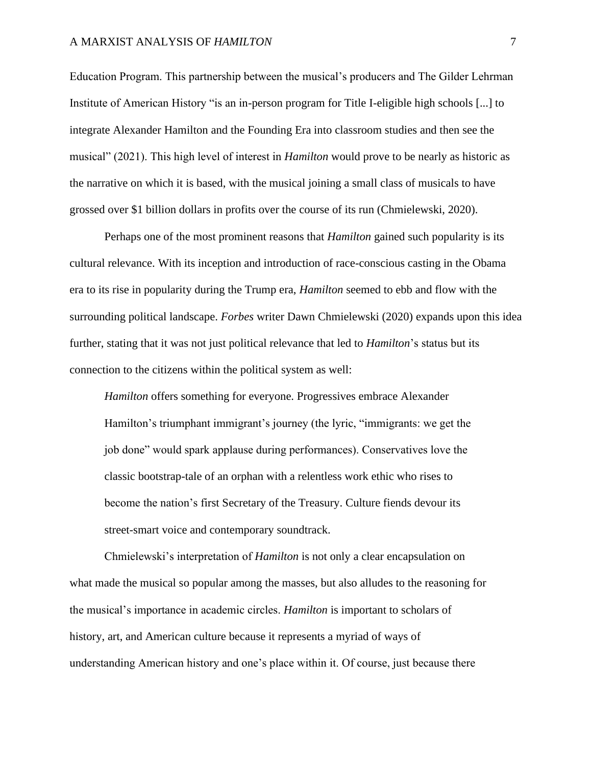Education Program. This partnership between the musical's producers and The Gilder Lehrman Institute of American History "is an in-person program for Title I-eligible high schools [...] to integrate Alexander Hamilton and the Founding Era into classroom studies and then see the musical" (2021). This high level of interest in *Hamilton* would prove to be nearly as historic as the narrative on which it is based, with the musical joining a small class of musicals to have grossed over $1 billion dollars in profits over the course of its run (Chmielewski, 2020).

Perhaps one of the most prominent reasons that *Hamilton* gained such popularity is its cultural relevance. With its inception and introduction of race-conscious casting in the Obama era to its rise in popularity during the Trump era, *Hamilton* seemed to ebb and flow with the surrounding political landscape. *Forbes* writer Dawn Chmielewski (2020) expands upon this idea further, stating that it was not just political relevance that led to *Hamilton*'s status but its connection to the citizens within the political system as well:

> *Hamilton* offers something for everyone. Progressives embrace Alexander Hamilton's triumphant immigrant's journey (the lyric, "immigrants: we get the job done" would spark applause during performances). Conservatives love the classic bootstrap-tale of an orphan with a relentless work ethic who rises to become the nation's first Secretary of the Treasury. Culture fiends devour its street-smart voice and contemporary soundtrack.

Chmielewski's interpretation of *Hamilton* is not only a clear encapsulation on what made the musical so popular among the masses, but also alludes to the reasoning for the musical's importance in academic circles. *Hamilton* is important to scholars of history, art, and American culture because it represents a myriad of ways of understanding American history and one's place within it. Of course, just because there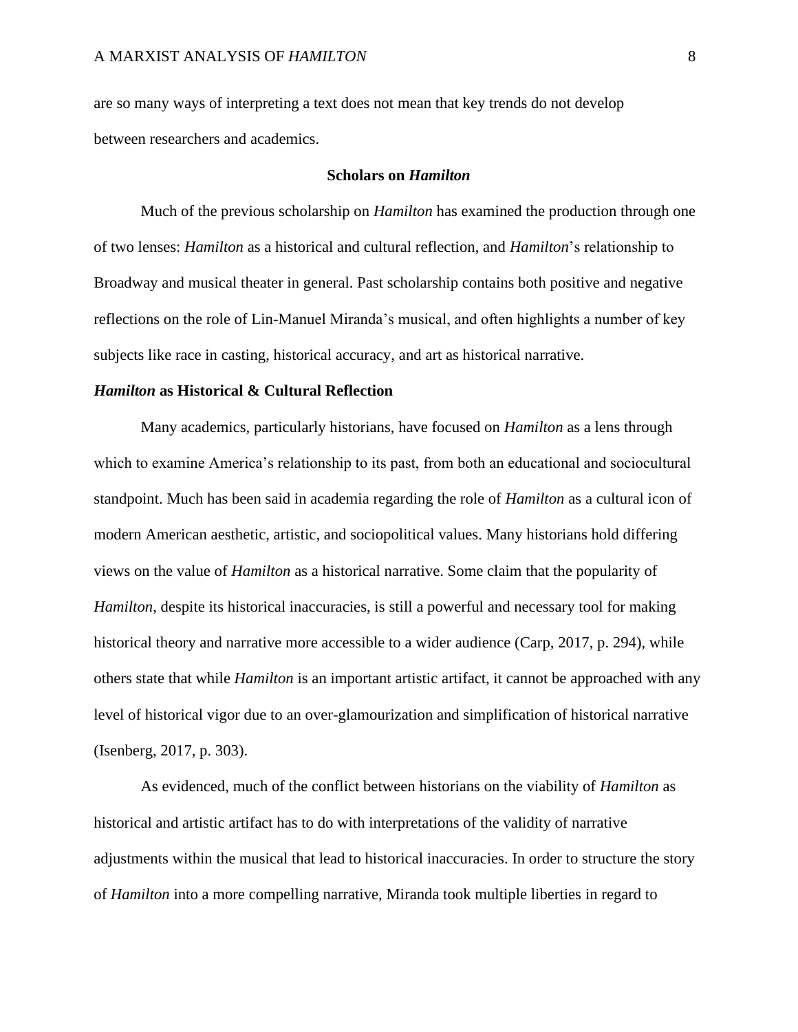are so many ways of interpreting a text does not mean that key trends do not develop between researchers and academics.

## Scholars on *Hamilton*

Much of the previous scholarship on *Hamilton* has examined the production through one of two lenses: *Hamilton* as a historical and cultural reflection, and *Hamilton*'s relationship to Broadway and musical theater in general. Past scholarship contains both positive and negative reflections on the role of Lin-Manuel Miranda's musical, and often highlights a number of key subjects like race in casting, historical accuracy, and art as historical narrative.

### *Hamilton* as Historical & Cultural Reflection

Many academics, particularly historians, have focused on *Hamilton* as a lens through which to examine America's relationship to its past, from both an educational and sociocultural standpoint. Much has been said in academia regarding the role of *Hamilton* as a cultural icon of modern American aesthetic, artistic, and sociopolitical values. Many historians hold differing views on the value of *Hamilton* as a historical narrative. Some claim that the popularity of *Hamilton*, despite its historical inaccuracies, is still a powerful and necessary tool for making historical theory and narrative more accessible to a wider audience (Carp, 2017, p. 294), while others state that while *Hamilton* is an important artistic artifact, it cannot be approached with any level of historical vigor due to an over-glamourization and simplification of historical narrative (Isenberg, 2017, p. 303).

As evidenced, much of the conflict between historians on the viability of *Hamilton* as historical and artistic artifact has to do with interpretations of the validity of narrative adjustments within the musical that lead to historical inaccuracies. In order to structure the story of *Hamilton* into a more compelling narrative, Miranda took multiple liberties in regard to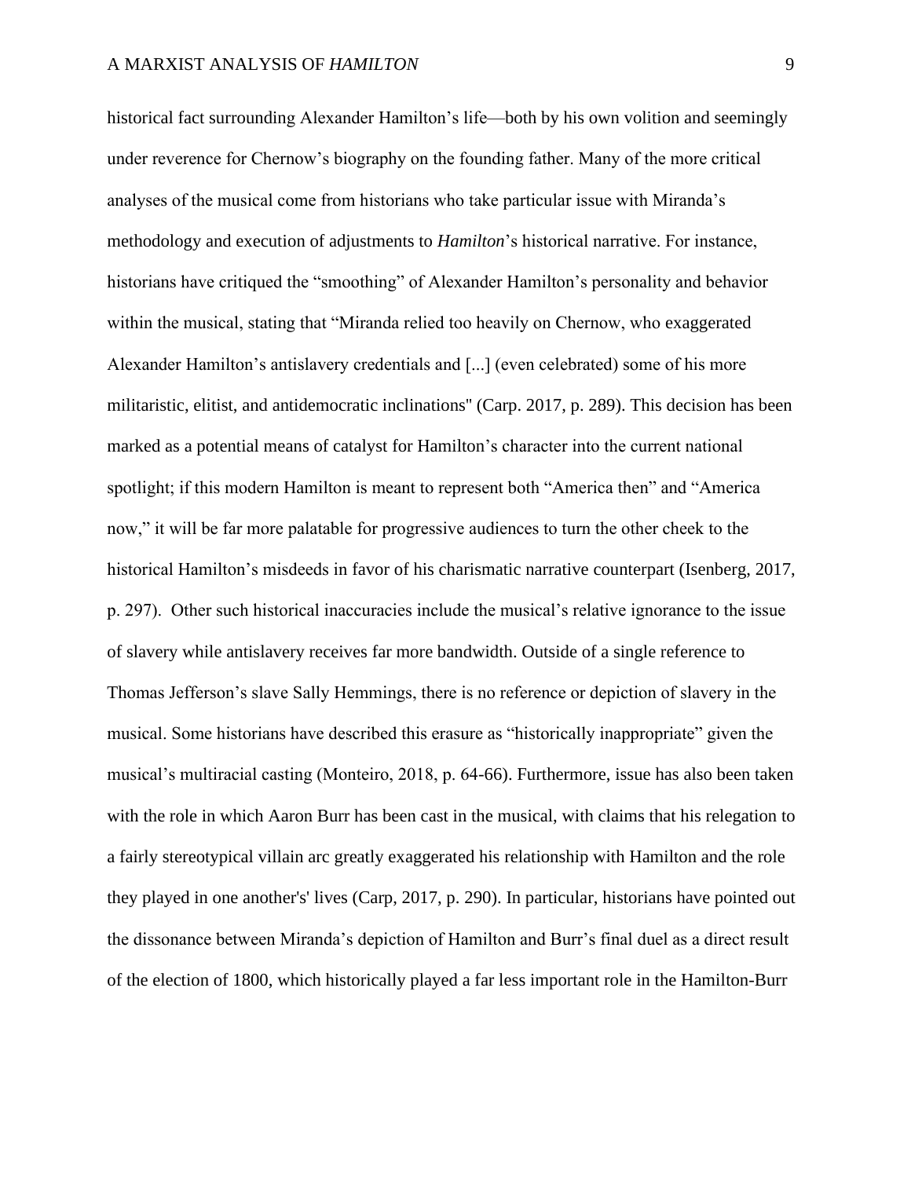historical fact surrounding Alexander Hamilton's life—both by his own volition and seemingly under reverence for Chernow's biography on the founding father. Many of the more critical analyses of the musical come from historians who take particular issue with Miranda's methodology and execution of adjustments to *Hamilton*'s historical narrative. For instance, historians have critiqued the "smoothing" of Alexander Hamilton's personality and behavior within the musical, stating that "Miranda relied too heavily on Chernow, who exaggerated Alexander Hamilton's antislavery credentials and [...] (even celebrated) some of his more militaristic, elitist, and antidemocratic inclinations" (Carp. 2017, p. 289). This decision has been marked as a potential means of catalyst for Hamilton's character into the current national spotlight; if this modern Hamilton is meant to represent both "America then" and "America now," it will be far more palatable for progressive audiences to turn the other cheek to the historical Hamilton's misdeeds in favor of his charismatic narrative counterpart (Isenberg, 2017, p. 297). Other such historical inaccuracies include the musical's relative ignorance to the issue of slavery while antislavery receives far more bandwidth. Outside of a single reference to Thomas Jefferson's slave Sally Hemmings, there is no reference or depiction of slavery in the musical. Some historians have described this erasure as "historically inappropriate" given the musical's multiracial casting (Monteiro, 2018, p. 64-66). Furthermore, issue has also been taken with the role in which Aaron Burr has been cast in the musical, with claims that his relegation to a fairly stereotypical villain arc greatly exaggerated his relationship with Hamilton and the role they played in one another's' lives (Carp, 2017, p. 290). In particular, historians have pointed out the dissonance between Miranda's depiction of Hamilton and Burr's final duel as a direct result of the election of 1800, which historically played a far less important role in the Hamilton-Burr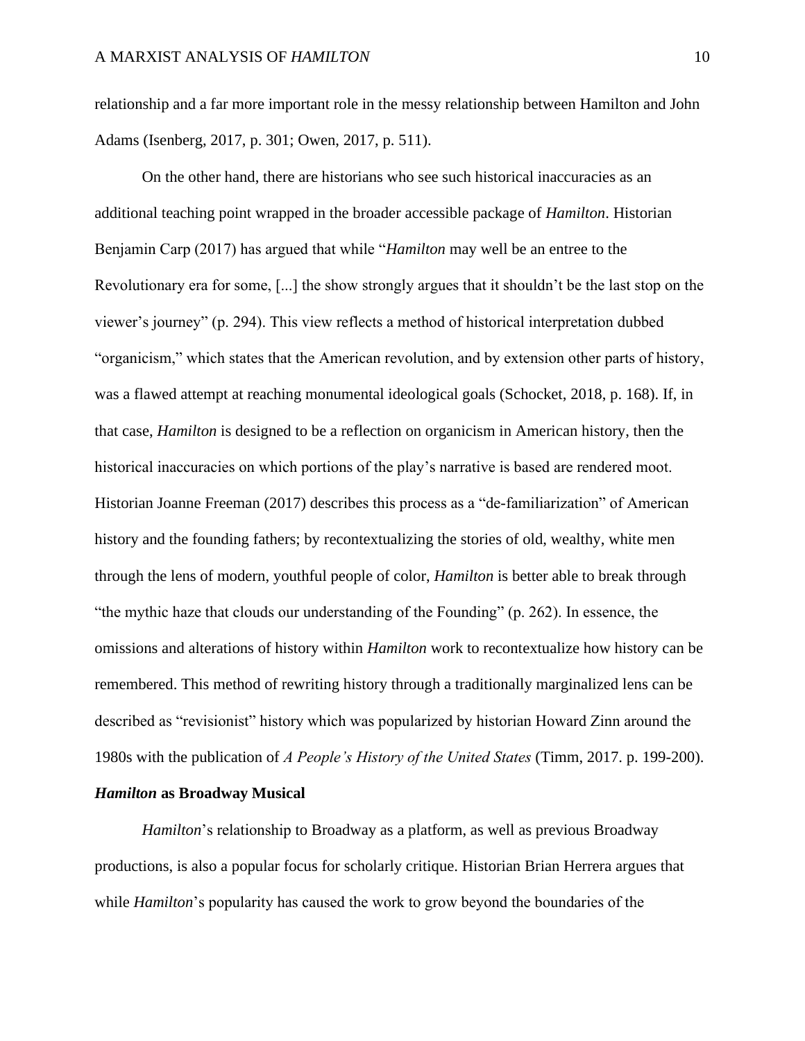relationship and a far more important role in the messy relationship between Hamilton and John Adams (Isenberg, 2017, p. 301; Owen, 2017, p. 511).

On the other hand, there are historians who see such historical inaccuracies as an additional teaching point wrapped in the broader accessible package of *Hamilton*. Historian Benjamin Carp (2017) has argued that while "*Hamilton* may well be an entree to the Revolutionary era for some, [...] the show strongly argues that it shouldn't be the last stop on the viewer's journey" (p. 294). This view reflects a method of historical interpretation dubbed "organicism," which states that the American revolution, and by extension other parts of history, was a flawed attempt at reaching monumental ideological goals (Schocket, 2018, p. 168). If, in that case, *Hamilton* is designed to be a reflection on organicism in American history, then the historical inaccuracies on which portions of the play's narrative is based are rendered moot. Historian Joanne Freeman (2017) describes this process as a "de-familiarization" of American history and the founding fathers; by recontextualizing the stories of old, wealthy, white men through the lens of modern, youthful people of color, *Hamilton* is better able to break through "the mythic haze that clouds our understanding of the Founding" (p. 262). In essence, the omissions and alterations of history within *Hamilton* work to recontextualize how history can be remembered. This method of rewriting history through a traditionally marginalized lens can be described as "revisionist" history which was popularized by historian Howard Zinn around the 1980s with the publication of *A People's History of the United States* (Timm, 2017. p. 199-200).

### ***Hamilton* as Broadway Musical**

*Hamilton*'s relationship to Broadway as a platform, as well as previous Broadway productions, is also a popular focus for scholarly critique. Historian Brian Herrera argues that while *Hamilton*'s popularity has caused the work to grow beyond the boundaries of the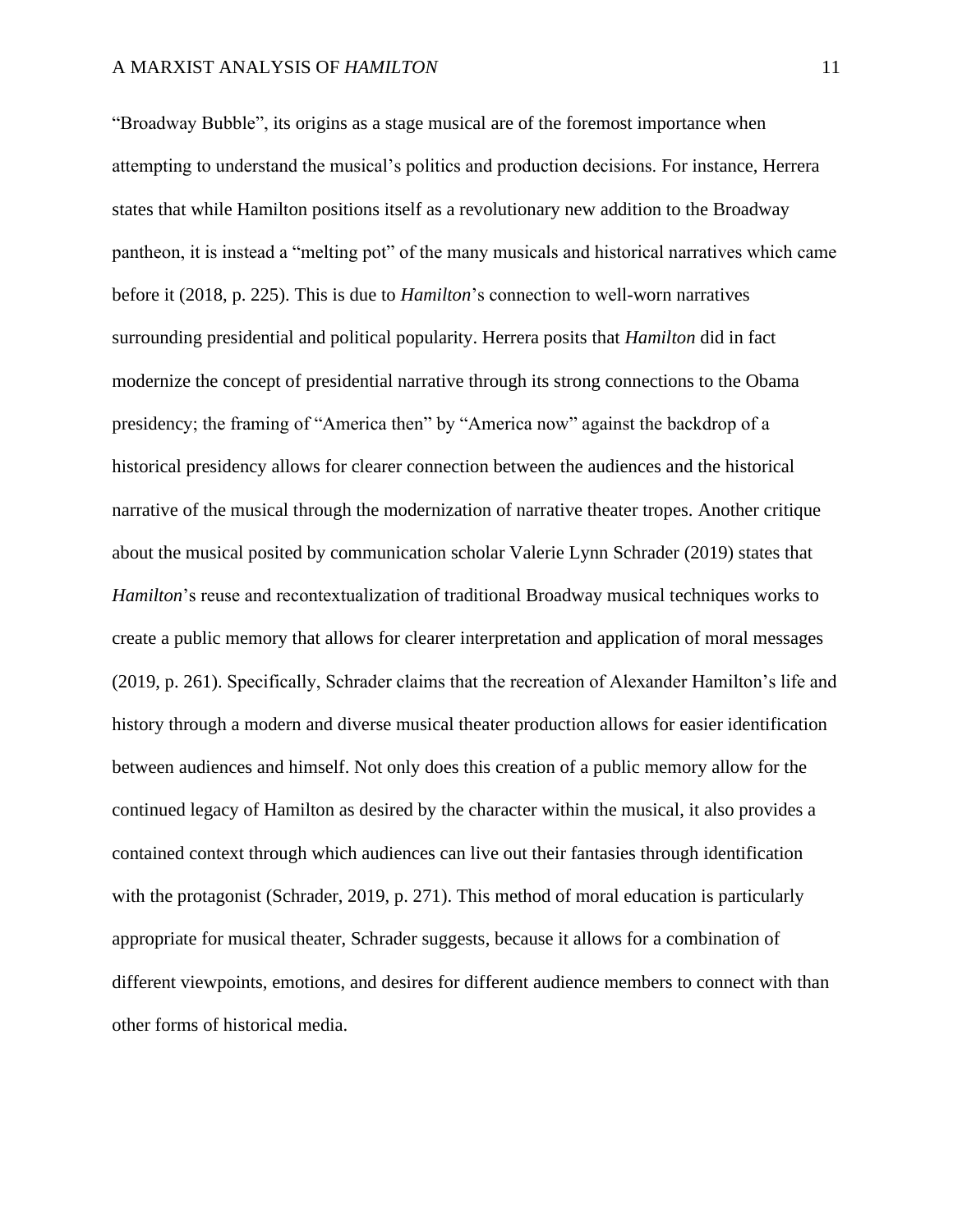“Broadway Bubble”, its origins as a stage musical are of the foremost importance when attempting to understand the musical’s politics and production decisions. For instance, Herrera states that while Hamilton positions itself as a revolutionary new addition to the Broadway pantheon, it is instead a “melting pot” of the many musicals and historical narratives which came before it (2018, p. 225). This is due to *Hamilton*’s connection to well-worn narratives surrounding presidential and political popularity. Herrera posits that *Hamilton* did in fact modernize the concept of presidential narrative through its strong connections to the Obama presidency; the framing of “America then” by “America now” against the backdrop of a historical presidency allows for clearer connection between the audiences and the historical narrative of the musical through the modernization of narrative theater tropes. Another critique about the musical posited by communication scholar Valerie Lynn Schrader (2019) states that *Hamilton*’s reuse and recontextualization of traditional Broadway musical techniques works to create a public memory that allows for clearer interpretation and application of moral messages (2019, p. 261). Specifically, Schrader claims that the recreation of Alexander Hamilton’s life and history through a modern and diverse musical theater production allows for easier identification between audiences and himself. Not only does this creation of a public memory allow for the continued legacy of Hamilton as desired by the character within the musical, it also provides a contained context through which audiences can live out their fantasies through identification with the protagonist (Schrader, 2019, p. 271). This method of moral education is particularly appropriate for musical theater, Schrader suggests, because it allows for a combination of different viewpoints, emotions, and desires for different audience members to connect with than other forms of historical media.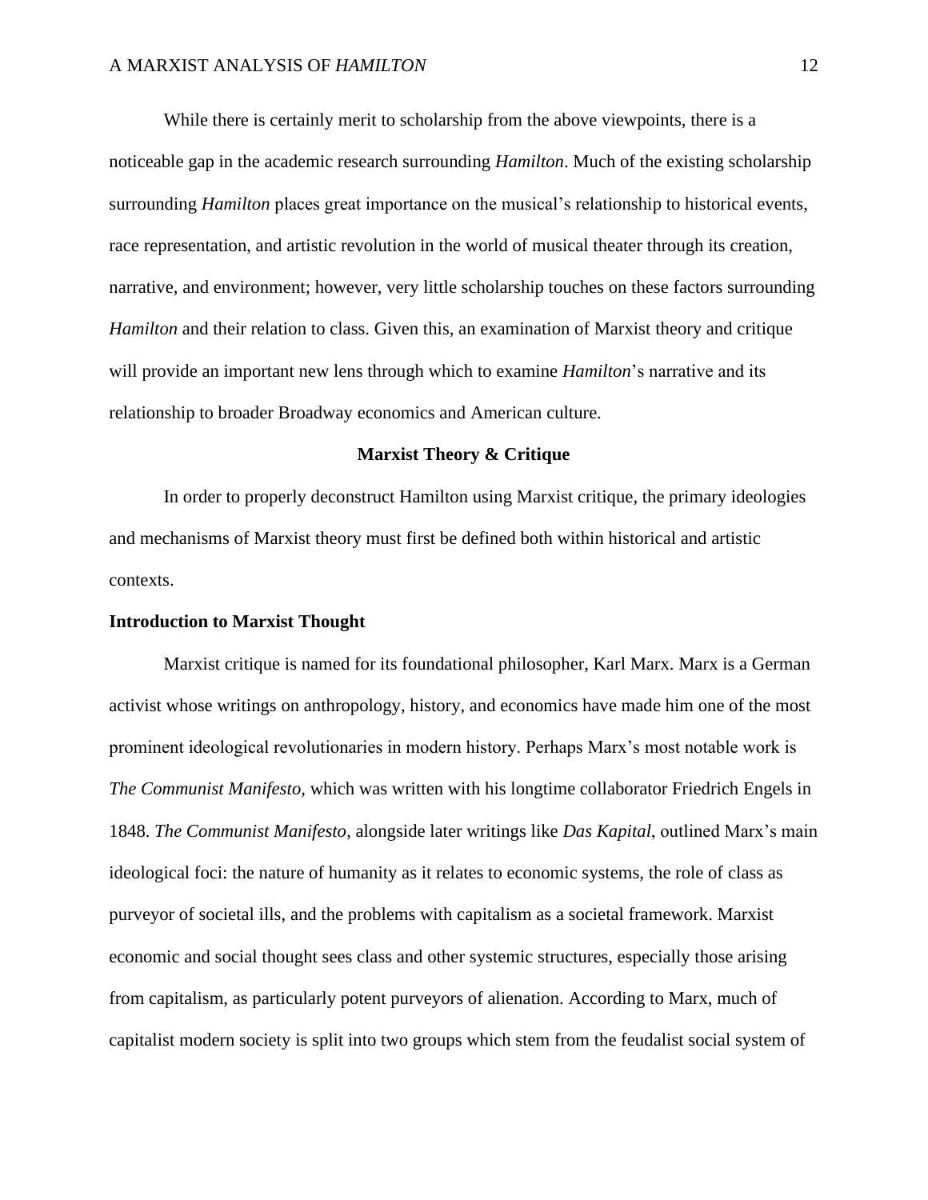While there is certainly merit to scholarship from the above viewpoints, there is a noticeable gap in the academic research surrounding *Hamilton*. Much of the existing scholarship surrounding *Hamilton* places great importance on the musical's relationship to historical events, race representation, and artistic revolution in the world of musical theater through its creation, narrative, and environment; however, very little scholarship touches on these factors surrounding *Hamilton* and their relation to class. Given this, an examination of Marxist theory and critique will provide an important new lens through which to examine *Hamilton*'s narrative and its relationship to broader Broadway economics and American culture.

## Marxist Theory & Critique

In order to properly deconstruct Hamilton using Marxist critique, the primary ideologies and mechanisms of Marxist theory must first be defined both within historical and artistic contexts.

### Introduction to Marxist Thought

Marxist critique is named for its foundational philosopher, Karl Marx. Marx is a German activist whose writings on anthropology, history, and economics have made him one of the most prominent ideological revolutionaries in modern history. Perhaps Marx's most notable work is *The Communist Manifesto*, which was written with his longtime collaborator Friedrich Engels in 1848. *The Communist Manifesto*, alongside later writings like *Das Kapital*, outlined Marx's main ideological foci: the nature of humanity as it relates to economic systems, the role of class as purveyor of societal ills, and the problems with capitalism as a societal framework. Marxist economic and social thought sees class and other systemic structures, especially those arising from capitalism, as particularly potent purveyors of alienation. According to Marx, much of capitalist modern society is split into two groups which stem from the feudalist social system of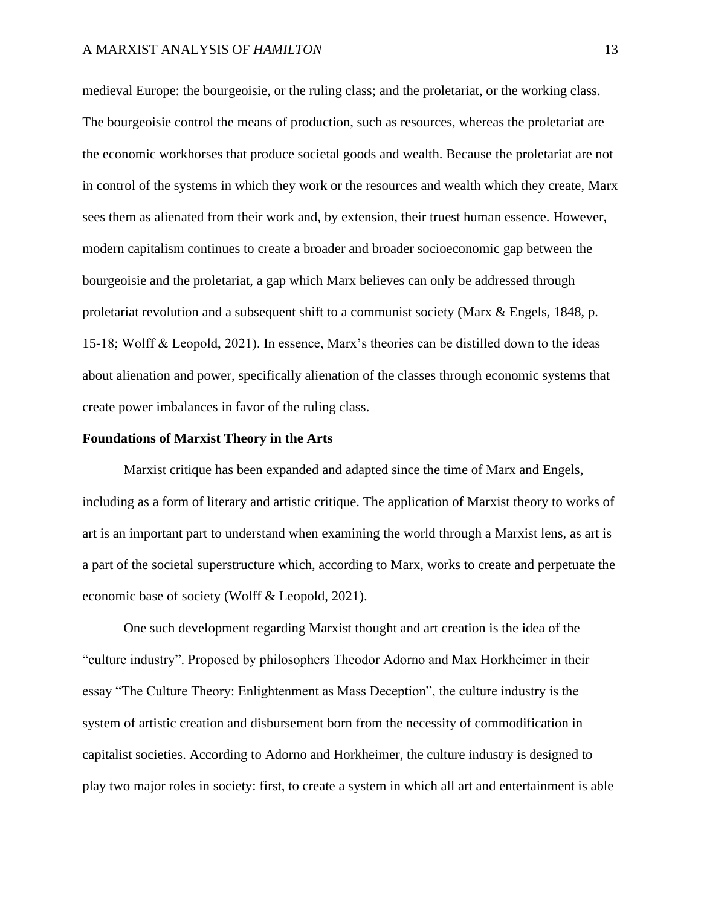medieval Europe: the bourgeoisie, or the ruling class; and the proletariat, or the working class. The bourgeoisie control the means of production, such as resources, whereas the proletariat are the economic workhorses that produce societal goods and wealth. Because the proletariat are not in control of the systems in which they work or the resources and wealth which they create, Marx sees them as alienated from their work and, by extension, their truest human essence. However, modern capitalism continues to create a broader and broader socioeconomic gap between the bourgeoisie and the proletariat, a gap which Marx believes can only be addressed through proletariat revolution and a subsequent shift to a communist society (Marx & Engels, 1848, p. 15-18; Wolff & Leopold, 2021). In essence, Marx's theories can be distilled down to the ideas about alienation and power, specifically alienation of the classes through economic systems that create power imbalances in favor of the ruling class.

**Foundations of Marxist Theory in the Arts**

Marxist critique has been expanded and adapted since the time of Marx and Engels, including as a form of literary and artistic critique. The application of Marxist theory to works of art is an important part to understand when examining the world through a Marxist lens, as art is a part of the societal superstructure which, according to Marx, works to create and perpetuate the economic base of society (Wolff & Leopold, 2021).

One such development regarding Marxist thought and art creation is the idea of the "culture industry". Proposed by philosophers Theodor Adorno and Max Horkheimer in their essay "The Culture Theory: Enlightenment as Mass Deception", the culture industry is the system of artistic creation and disbursement born from the necessity of commodification in capitalist societies. According to Adorno and Horkheimer, the culture industry is designed to play two major roles in society: first, to create a system in which all art and entertainment is able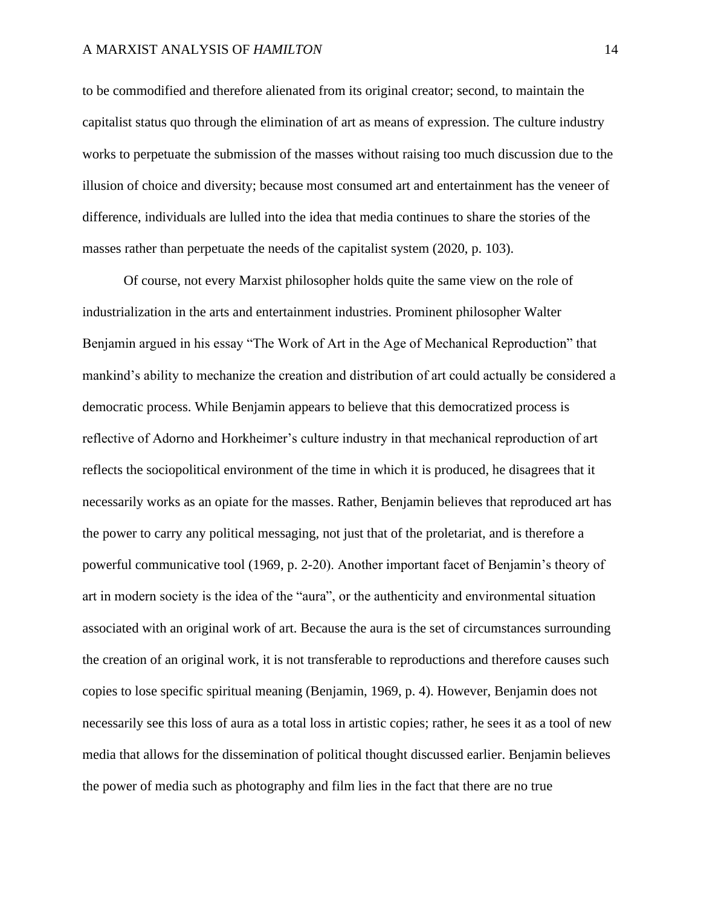to be commodified and therefore alienated from its original creator; second, to maintain the capitalist status quo through the elimination of art as means of expression. The culture industry works to perpetuate the submission of the masses without raising too much discussion due to the illusion of choice and diversity; because most consumed art and entertainment has the veneer of difference, individuals are lulled into the idea that media continues to share the stories of the masses rather than perpetuate the needs of the capitalist system (2020, p. 103).

Of course, not every Marxist philosopher holds quite the same view on the role of industrialization in the arts and entertainment industries. Prominent philosopher Walter Benjamin argued in his essay "The Work of Art in the Age of Mechanical Reproduction" that mankind's ability to mechanize the creation and distribution of art could actually be considered a democratic process. While Benjamin appears to believe that this democratized process is reflective of Adorno and Horkheimer's culture industry in that mechanical reproduction of art reflects the sociopolitical environment of the time in which it is produced, he disagrees that it necessarily works as an opiate for the masses. Rather, Benjamin believes that reproduced art has the power to carry any political messaging, not just that of the proletariat, and is therefore a powerful communicative tool (1969, p. 2-20). Another important facet of Benjamin's theory of art in modern society is the idea of the "aura", or the authenticity and environmental situation associated with an original work of art. Because the aura is the set of circumstances surrounding the creation of an original work, it is not transferable to reproductions and therefore causes such copies to lose specific spiritual meaning (Benjamin, 1969, p. 4). However, Benjamin does not necessarily see this loss of aura as a total loss in artistic copies; rather, he sees it as a tool of new media that allows for the dissemination of political thought discussed earlier. Benjamin believes the power of media such as photography and film lies in the fact that there are no true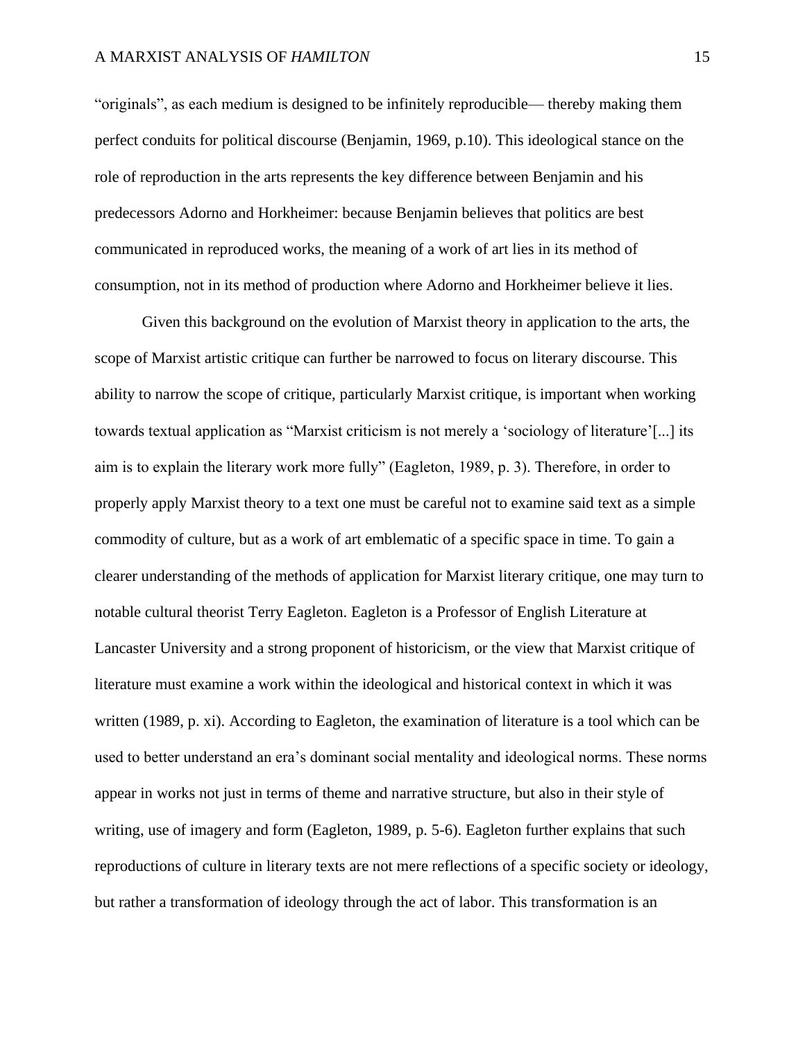"originals", as each medium is designed to be infinitely reproducible— thereby making them perfect conduits for political discourse (Benjamin, 1969, p.10). This ideological stance on the role of reproduction in the arts represents the key difference between Benjamin and his predecessors Adorno and Horkheimer: because Benjamin believes that politics are best communicated in reproduced works, the meaning of a work of art lies in its method of consumption, not in its method of production where Adorno and Horkheimer believe it lies.

Given this background on the evolution of Marxist theory in application to the arts, the scope of Marxist artistic critique can further be narrowed to focus on literary discourse. This ability to narrow the scope of critique, particularly Marxist critique, is important when working towards textual application as "Marxist criticism is not merely a 'sociology of literature'[...] its aim is to explain the literary work more fully" (Eagleton, 1989, p. 3). Therefore, in order to properly apply Marxist theory to a text one must be careful not to examine said text as a simple commodity of culture, but as a work of art emblematic of a specific space in time. To gain a clearer understanding of the methods of application for Marxist literary critique, one may turn to notable cultural theorist Terry Eagleton. Eagleton is a Professor of English Literature at Lancaster University and a strong proponent of historicism, or the view that Marxist critique of literature must examine a work within the ideological and historical context in which it was written (1989, p. xi). According to Eagleton, the examination of literature is a tool which can be used to better understand an era's dominant social mentality and ideological norms. These norms appear in works not just in terms of theme and narrative structure, but also in their style of writing, use of imagery and form (Eagleton, 1989, p. 5-6). Eagleton further explains that such reproductions of culture in literary texts are not mere reflections of a specific society or ideology, but rather a transformation of ideology through the act of labor. This transformation is an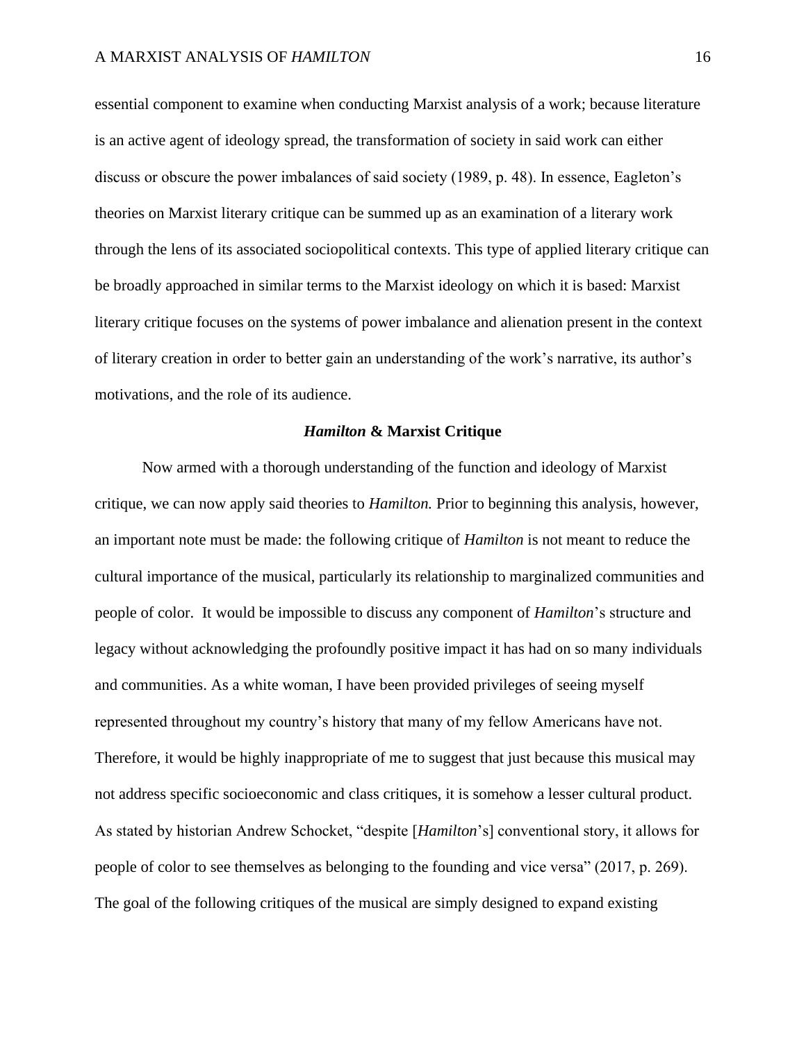essential component to examine when conducting Marxist analysis of a work; because literature is an active agent of ideology spread, the transformation of society in said work can either discuss or obscure the power imbalances of said society (1989, p. 48). In essence, Eagleton's theories on Marxist literary critique can be summed up as an examination of a literary work through the lens of its associated sociopolitical contexts. This type of applied literary critique can be broadly approached in similar terms to the Marxist ideology on which it is based: Marxist literary critique focuses on the systems of power imbalance and alienation present in the context of literary creation in order to better gain an understanding of the work's narrative, its author's motivations, and the role of its audience.

## ***Hamilton*** **& Marxist Critique**

Now armed with a thorough understanding of the function and ideology of Marxist critique, we can now apply said theories to *Hamilton.* Prior to beginning this analysis, however, an important note must be made: the following critique of *Hamilton* is not meant to reduce the cultural importance of the musical, particularly its relationship to marginalized communities and people of color. It would be impossible to discuss any component of *Hamilton*'s structure and legacy without acknowledging the profoundly positive impact it has had on so many individuals and communities. As a white woman, I have been provided privileges of seeing myself represented throughout my country's history that many of my fellow Americans have not. Therefore, it would be highly inappropriate of me to suggest that just because this musical may not address specific socioeconomic and class critiques, it is somehow a lesser cultural product. As stated by historian Andrew Schocket, "despite [*Hamilton*'s] conventional story, it allows for people of color to see themselves as belonging to the founding and vice versa" (2017, p. 269). The goal of the following critiques of the musical are simply designed to expand existing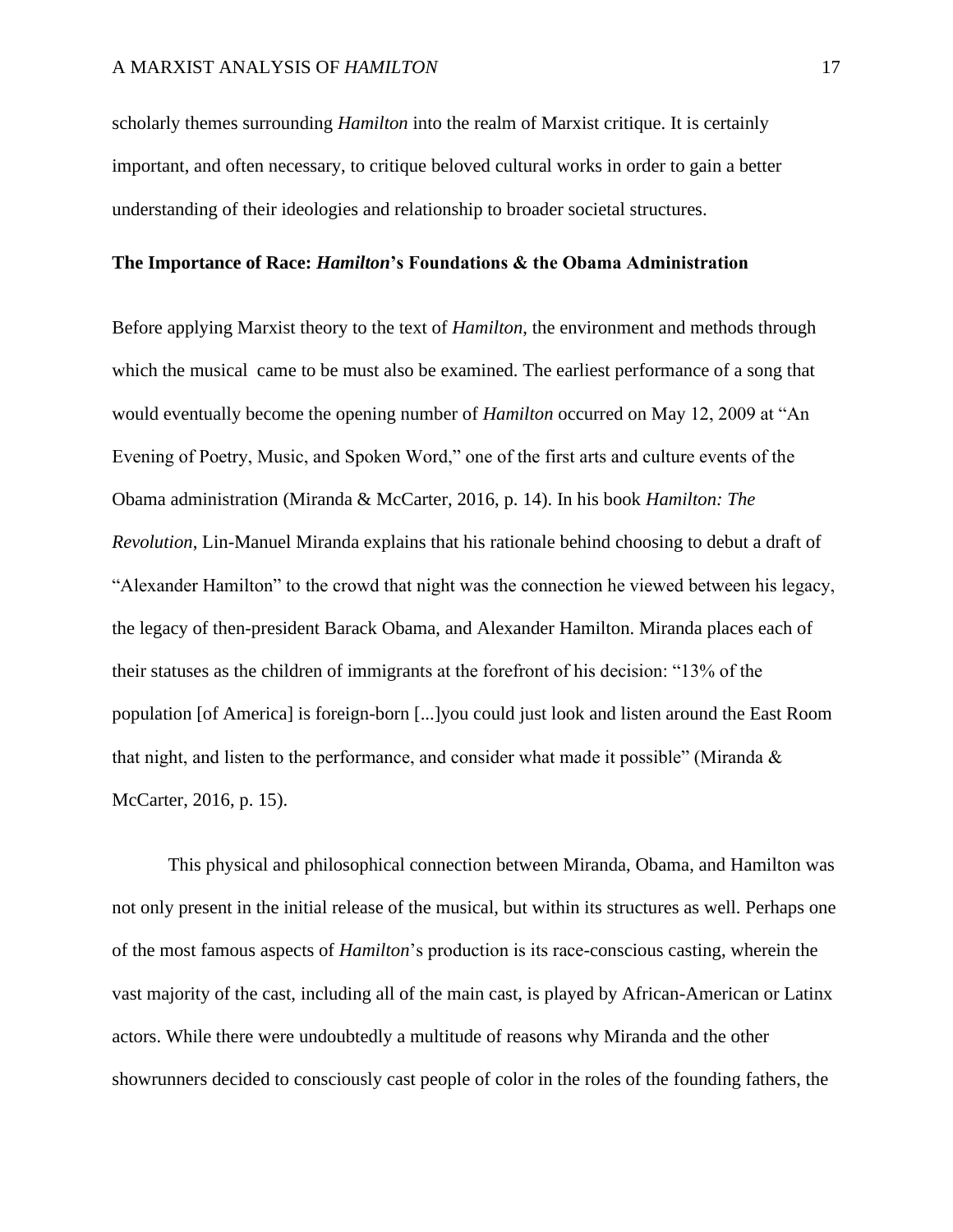scholarly themes surrounding *Hamilton* into the realm of Marxist critique. It is certainly important, and often necessary, to critique beloved cultural works in order to gain a better understanding of their ideologies and relationship to broader societal structures.

### The Importance of Race: *Hamilton*'s Foundations & the Obama Administration

Before applying Marxist theory to the text of *Hamilton,* the environment and methods through which the musical came to be must also be examined. The earliest performance of a song that would eventually become the opening number of *Hamilton* occurred on May 12, 2009 at "An Evening of Poetry, Music, and Spoken Word," one of the first arts and culture events of the Obama administration (Miranda & McCarter, 2016, p. 14). In his book *Hamilton: The Revolution*, Lin-Manuel Miranda explains that his rationale behind choosing to debut a draft of "Alexander Hamilton" to the crowd that night was the connection he viewed between his legacy, the legacy of then-president Barack Obama, and Alexander Hamilton. Miranda places each of their statuses as the children of immigrants at the forefront of his decision: "13% of the population [of America] is foreign-born [...]you could just look and listen around the East Room that night, and listen to the performance, and consider what made it possible" (Miranda & McCarter, 2016, p. 15).

This physical and philosophical connection between Miranda, Obama, and Hamilton was not only present in the initial release of the musical, but within its structures as well. Perhaps one of the most famous aspects of *Hamilton*'s production is its race-conscious casting, wherein the vast majority of the cast, including all of the main cast, is played by African-American or Latinx actors. While there were undoubtedly a multitude of reasons why Miranda and the other showrunners decided to consciously cast people of color in the roles of the founding fathers, the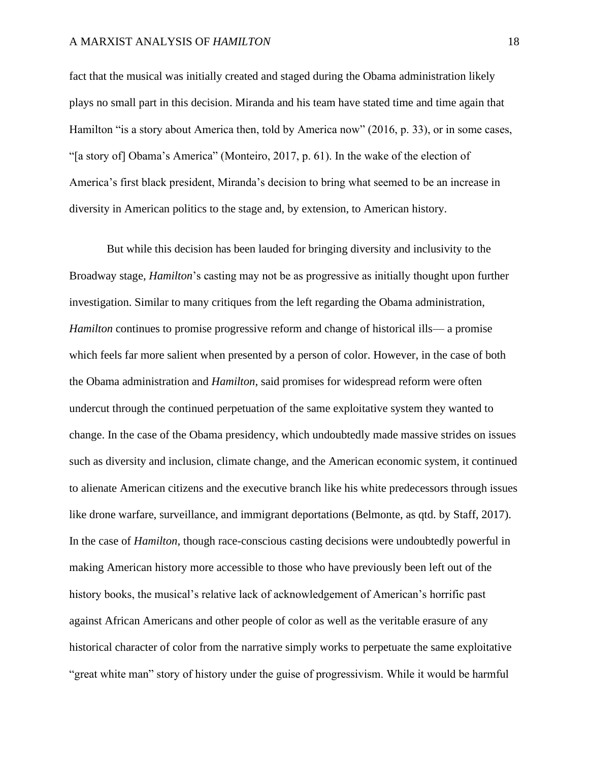fact that the musical was initially created and staged during the Obama administration likely plays no small part in this decision. Miranda and his team have stated time and time again that Hamilton "is a story about America then, told by America now" (2016, p. 33), or in some cases, "[a story of] Obama's America" (Monteiro, 2017, p. 61). In the wake of the election of America's first black president, Miranda's decision to bring what seemed to be an increase in diversity in American politics to the stage and, by extension, to American history.

But while this decision has been lauded for bringing diversity and inclusivity to the Broadway stage, *Hamilton*'s casting may not be as progressive as initially thought upon further investigation. Similar to many critiques from the left regarding the Obama administration, *Hamilton* continues to promise progressive reform and change of historical ills— a promise which feels far more salient when presented by a person of color. However, in the case of both the Obama administration and *Hamilton*, said promises for widespread reform were often undercut through the continued perpetuation of the same exploitative system they wanted to change. In the case of the Obama presidency, which undoubtedly made massive strides on issues such as diversity and inclusion, climate change, and the American economic system, it continued to alienate American citizens and the executive branch like his white predecessors through issues like drone warfare, surveillance, and immigrant deportations (Belmonte, as qtd. by Staff, 2017). In the case of *Hamilton*, though race-conscious casting decisions were undoubtedly powerful in making American history more accessible to those who have previously been left out of the history books, the musical's relative lack of acknowledgement of American's horrific past against African Americans and other people of color as well as the veritable erasure of any historical character of color from the narrative simply works to perpetuate the same exploitative "great white man" story of history under the guise of progressivism. While it would be harmful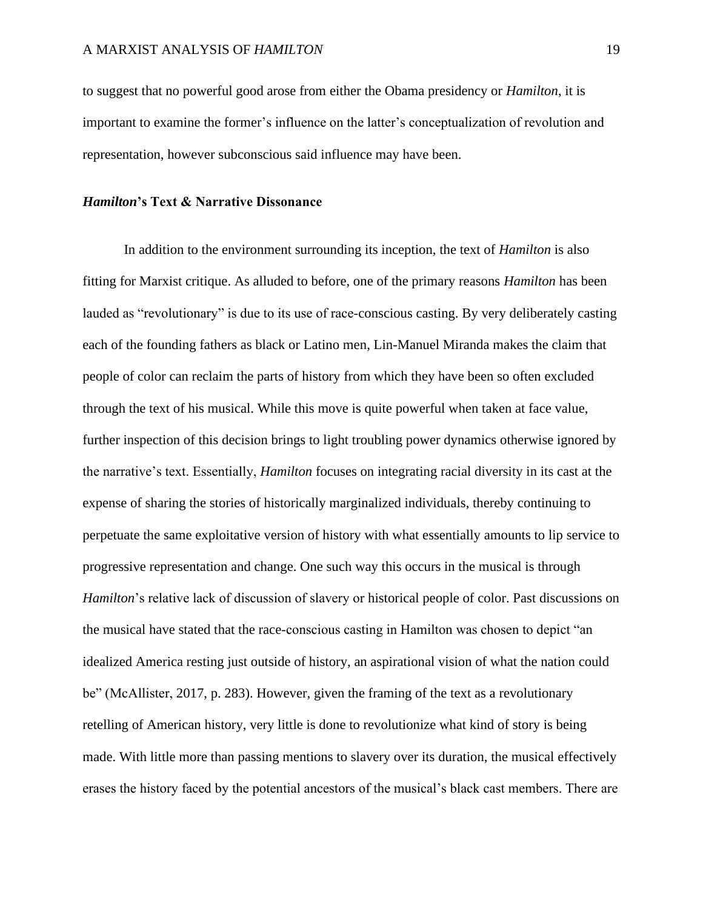to suggest that no powerful good arose from either the Obama presidency or *Hamilton*, it is important to examine the former's influence on the latter's conceptualization of revolution and representation, however subconscious said influence may have been.

### ***Hamilton*'s Text & Narrative Dissonance**

In addition to the environment surrounding its inception, the text of *Hamilton* is also fitting for Marxist critique. As alluded to before, one of the primary reasons *Hamilton* has been lauded as "revolutionary" is due to its use of race-conscious casting. By very deliberately casting each of the founding fathers as black or Latino men, Lin-Manuel Miranda makes the claim that people of color can reclaim the parts of history from which they have been so often excluded through the text of his musical. While this move is quite powerful when taken at face value, further inspection of this decision brings to light troubling power dynamics otherwise ignored by the narrative's text. Essentially, *Hamilton* focuses on integrating racial diversity in its cast at the expense of sharing the stories of historically marginalized individuals, thereby continuing to perpetuate the same exploitative version of history with what essentially amounts to lip service to progressive representation and change. One such way this occurs in the musical is through *Hamilton*'s relative lack of discussion of slavery or historical people of color. Past discussions on the musical have stated that the race-conscious casting in Hamilton was chosen to depict "an idealized America resting just outside of history, an aspirational vision of what the nation could be" (McAllister, 2017, p. 283). However, given the framing of the text as a revolutionary retelling of American history, very little is done to revolutionize what kind of story is being made. With little more than passing mentions to slavery over its duration, the musical effectively erases the history faced by the potential ancestors of the musical's black cast members. There are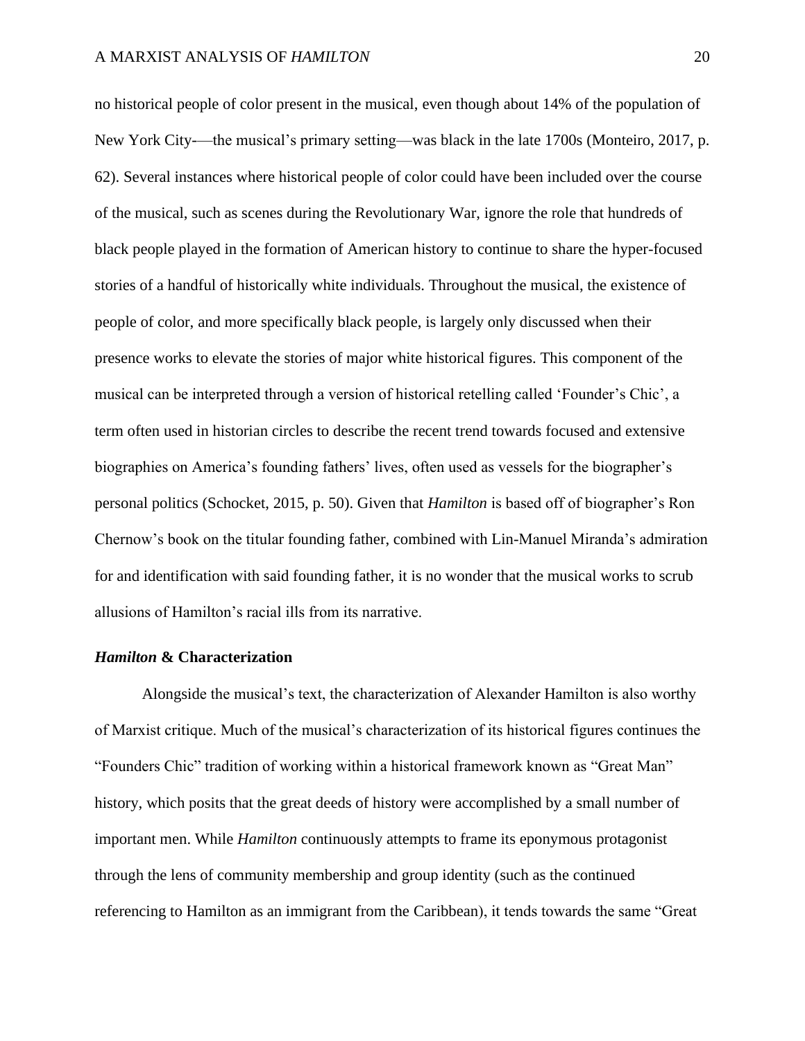no historical people of color present in the musical, even though about 14% of the population of New York City-—the musical's primary setting—was black in the late 1700s (Monteiro, 2017, p. 62). Several instances where historical people of color could have been included over the course of the musical, such as scenes during the Revolutionary War, ignore the role that hundreds of black people played in the formation of American history to continue to share the hyper-focused stories of a handful of historically white individuals. Throughout the musical, the existence of people of color, and more specifically black people, is largely only discussed when their presence works to elevate the stories of major white historical figures. This component of the musical can be interpreted through a version of historical retelling called 'Founder's Chic', a term often used in historian circles to describe the recent trend towards focused and extensive biographies on America's founding fathers' lives, often used as vessels for the biographer's personal politics (Schocket, 2015, p. 50). Given that *Hamilton* is based off of biographer's Ron Chernow's book on the titular founding father, combined with Lin-Manuel Miranda's admiration for and identification with said founding father, it is no wonder that the musical works to scrub allusions of Hamilton's racial ills from its narrative.

### ***Hamilton* & Characterization**

Alongside the musical's text, the characterization of Alexander Hamilton is also worthy of Marxist critique. Much of the musical's characterization of its historical figures continues the "Founders Chic" tradition of working within a historical framework known as "Great Man" history, which posits that the great deeds of history were accomplished by a small number of important men. While *Hamilton* continuously attempts to frame its eponymous protagonist through the lens of community membership and group identity (such as the continued referencing to Hamilton as an immigrant from the Caribbean), it tends towards the same "Great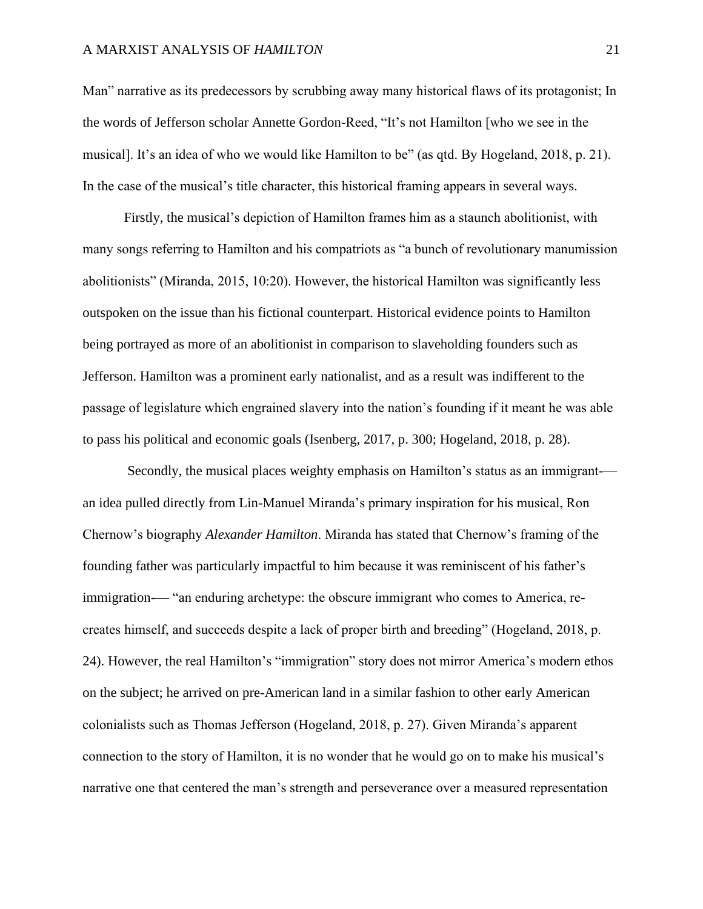Man" narrative as its predecessors by scrubbing away many historical flaws of its protagonist; In the words of Jefferson scholar Annette Gordon-Reed, "It's not Hamilton [who we see in the musical]. It's an idea of who we would like Hamilton to be" (as qtd. By Hogeland, 2018, p. 21). In the case of the musical's title character, this historical framing appears in several ways.

Firstly, the musical's depiction of Hamilton frames him as a staunch abolitionist, with many songs referring to Hamilton and his compatriots as "a bunch of revolutionary manumission abolitionists" (Miranda, 2015, 10:20). However, the historical Hamilton was significantly less outspoken on the issue than his fictional counterpart. Historical evidence points to Hamilton being portrayed as more of an abolitionist in comparison to slaveholding founders such as Jefferson. Hamilton was a prominent early nationalist, and as a result was indifferent to the passage of legislature which engrained slavery into the nation's founding if it meant he was able to pass his political and economic goals (Isenberg, 2017, p. 300; Hogeland, 2018, p. 28).

Secondly, the musical places weighty emphasis on Hamilton's status as an immigrant-— an idea pulled directly from Lin-Manuel Miranda's primary inspiration for his musical, Ron Chernow's biography *Alexander Hamilton*. Miranda has stated that Chernow's framing of the founding father was particularly impactful to him because it was reminiscent of his father's immigration-— "an enduring archetype: the obscure immigrant who comes to America, re-creates himself, and succeeds despite a lack of proper birth and breeding" (Hogeland, 2018, p. 24). However, the real Hamilton's "immigration" story does not mirror America's modern ethos on the subject; he arrived on pre-American land in a similar fashion to other early American colonialists such as Thomas Jefferson (Hogeland, 2018, p. 27). Given Miranda's apparent connection to the story of Hamilton, it is no wonder that he would go on to make his musical's narrative one that centered the man's strength and perseverance over a measured representation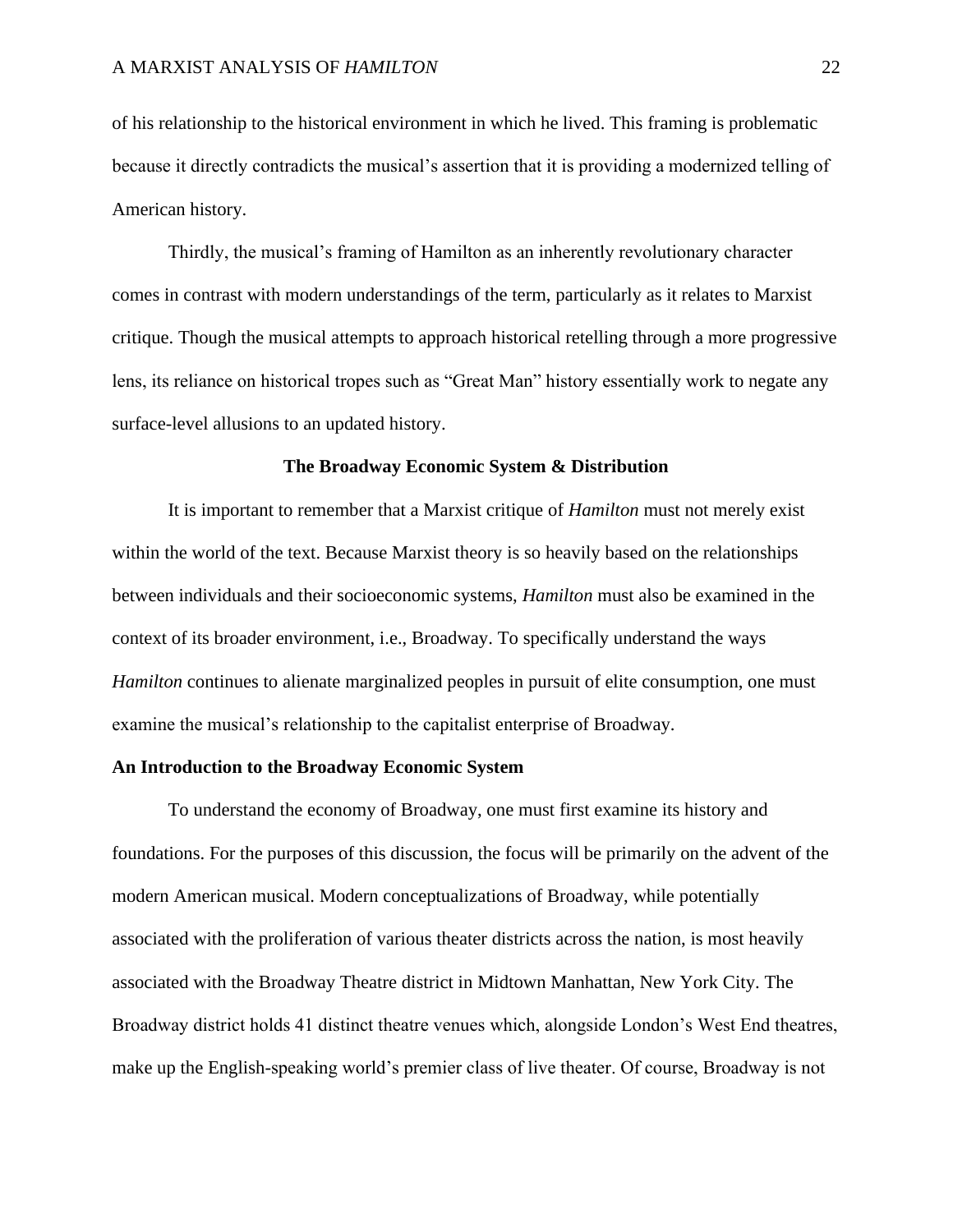of his relationship to the historical environment in which he lived. This framing is problematic because it directly contradicts the musical's assertion that it is providing a modernized telling of American history.

Thirdly, the musical's framing of Hamilton as an inherently revolutionary character comes in contrast with modern understandings of the term, particularly as it relates to Marxist critique. Though the musical attempts to approach historical retelling through a more progressive lens, its reliance on historical tropes such as "Great Man" history essentially work to negate any surface-level allusions to an updated history.

## The Broadway Economic System & Distribution

It is important to remember that a Marxist critique of *Hamilton* must not merely exist within the world of the text. Because Marxist theory is so heavily based on the relationships between individuals and their socioeconomic systems, *Hamilton* must also be examined in the context of its broader environment, i.e., Broadway. To specifically understand the ways *Hamilton* continues to alienate marginalized peoples in pursuit of elite consumption, one must examine the musical's relationship to the capitalist enterprise of Broadway.

### An Introduction to the Broadway Economic System

To understand the economy of Broadway, one must first examine its history and foundations. For the purposes of this discussion, the focus will be primarily on the advent of the modern American musical. Modern conceptualizations of Broadway, while potentially associated with the proliferation of various theater districts across the nation, is most heavily associated with the Broadway Theatre district in Midtown Manhattan, New York City. The Broadway district holds 41 distinct theatre venues which, alongside London's West End theatres, make up the English-speaking world's premier class of live theater. Of course, Broadway is not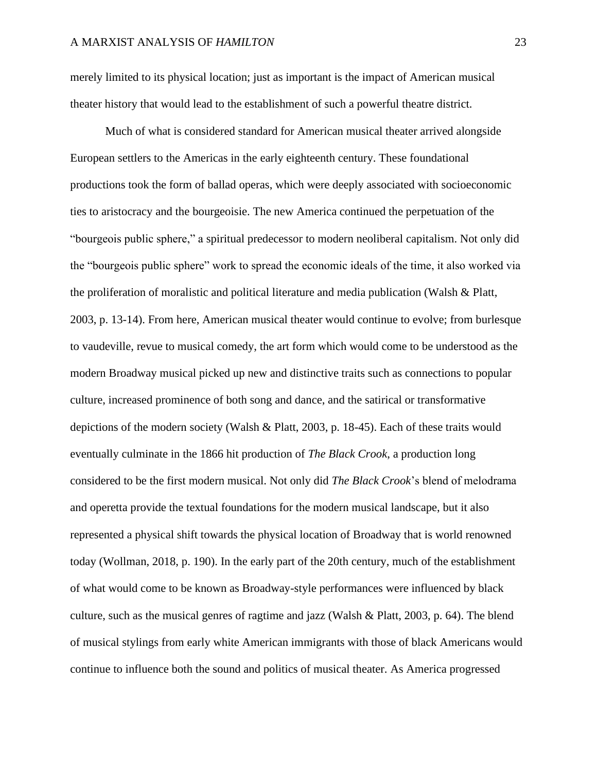merely limited to its physical location; just as important is the impact of American musical theater history that would lead to the establishment of such a powerful theatre district.

Much of what is considered standard for American musical theater arrived alongside European settlers to the Americas in the early eighteenth century. These foundational productions took the form of ballad operas, which were deeply associated with socioeconomic ties to aristocracy and the bourgeoisie. The new America continued the perpetuation of the "bourgeois public sphere," a spiritual predecessor to modern neoliberal capitalism. Not only did the "bourgeois public sphere" work to spread the economic ideals of the time, it also worked via the proliferation of moralistic and political literature and media publication (Walsh & Platt, 2003, p. 13-14). From here, American musical theater would continue to evolve; from burlesque to vaudeville, revue to musical comedy, the art form which would come to be understood as the modern Broadway musical picked up new and distinctive traits such as connections to popular culture, increased prominence of both song and dance, and the satirical or transformative depictions of the modern society (Walsh & Platt, 2003, p. 18-45). Each of these traits would eventually culminate in the 1866 hit production of *The Black Crook*, a production long considered to be the first modern musical. Not only did *The Black Crook*'s blend of melodrama and operetta provide the textual foundations for the modern musical landscape, but it also represented a physical shift towards the physical location of Broadway that is world renowned today (Wollman, 2018, p. 190). In the early part of the 20th century, much of the establishment of what would come to be known as Broadway-style performances were influenced by black culture, such as the musical genres of ragtime and jazz (Walsh & Platt, 2003, p. 64). The blend of musical stylings from early white American immigrants with those of black Americans would continue to influence both the sound and politics of musical theater. As America progressed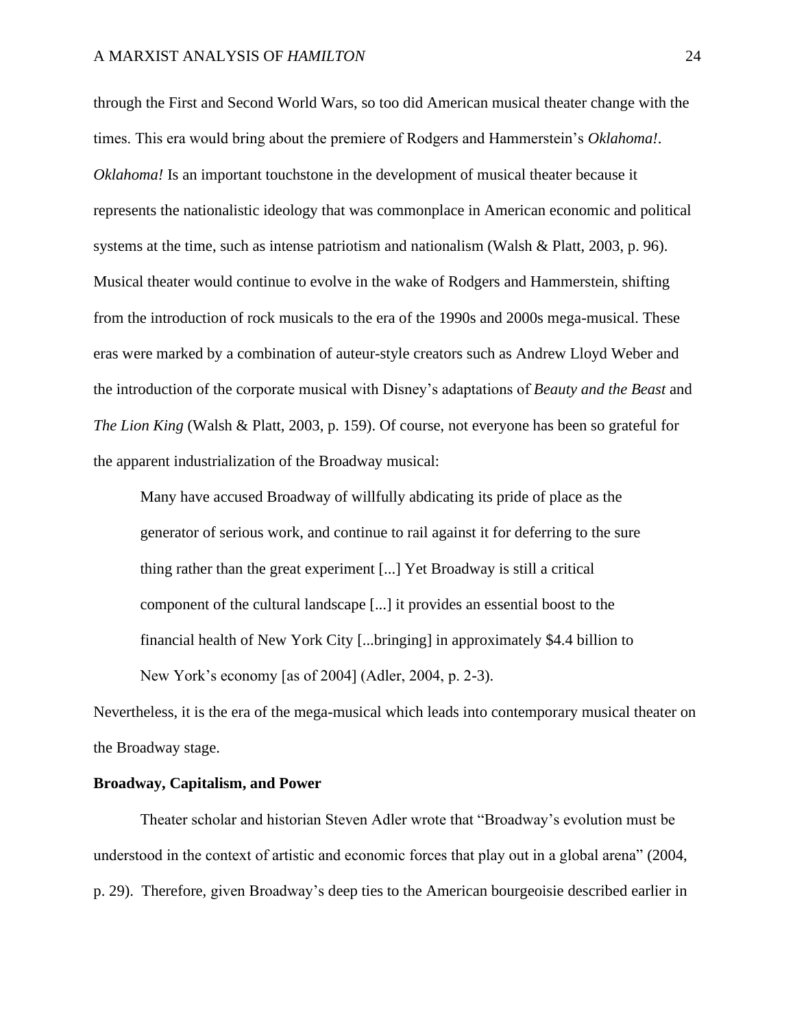through the First and Second World Wars, so too did American musical theater change with the times. This era would bring about the premiere of Rodgers and Hammerstein's *Oklahoma!*. *Oklahoma!* Is an important touchstone in the development of musical theater because it represents the nationalistic ideology that was commonplace in American economic and political systems at the time, such as intense patriotism and nationalism (Walsh & Platt, 2003, p. 96). Musical theater would continue to evolve in the wake of Rodgers and Hammerstein, shifting from the introduction of rock musicals to the era of the 1990s and 2000s mega-musical. These eras were marked by a combination of auteur-style creators such as Andrew Lloyd Weber and the introduction of the corporate musical with Disney's adaptations of *Beauty and the Beast* and *The Lion King* (Walsh & Platt, 2003, p. 159). Of course, not everyone has been so grateful for the apparent industrialization of the Broadway musical:

> Many have accused Broadway of willfully abdicating its pride of place as the generator of serious work, and continue to rail against it for deferring to the sure thing rather than the great experiment [...] Yet Broadway is still a critical component of the cultural landscape [...] it provides an essential boost to the financial health of New York City [...bringing] in approximately $4.4 billion to New York's economy [as of 2004] (Adler, 2004, p. 2-3).

Nevertheless, it is the era of the mega-musical which leads into contemporary musical theater on the Broadway stage.

**Broadway, Capitalism, and Power**

Theater scholar and historian Steven Adler wrote that "Broadway's evolution must be understood in the context of artistic and economic forces that play out in a global arena" (2004, p. 29). Therefore, given Broadway's deep ties to the American bourgeoisie described earlier in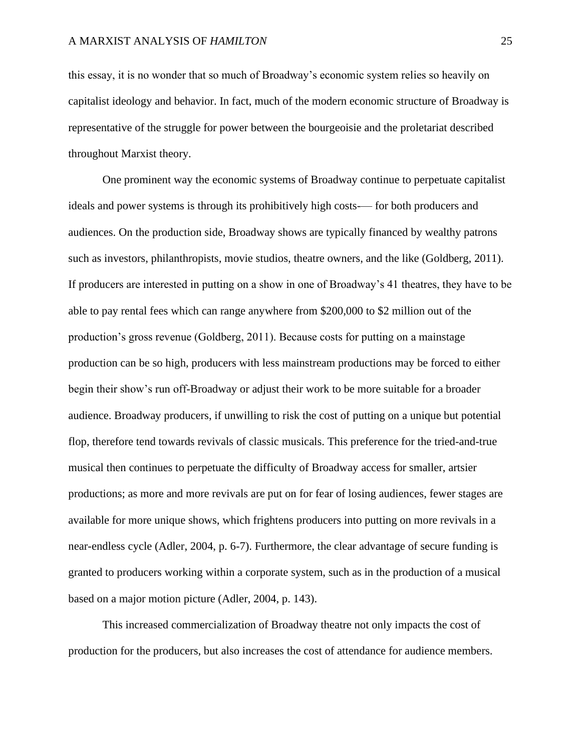this essay, it is no wonder that so much of Broadway's economic system relies so heavily on capitalist ideology and behavior. In fact, much of the modern economic structure of Broadway is representative of the struggle for power between the bourgeoisie and the proletariat described throughout Marxist theory.

One prominent way the economic systems of Broadway continue to perpetuate capitalist ideals and power systems is through its prohibitively high costs-— for both producers and audiences. On the production side, Broadway shows are typically financed by wealthy patrons such as investors, philanthropists, movie studios, theatre owners, and the like (Goldberg, 2011). If producers are interested in putting on a show in one of Broadway's 41 theatres, they have to be able to pay rental fees which can range anywhere from $200,000 to $2 million out of the production's gross revenue (Goldberg, 2011). Because costs for putting on a mainstage production can be so high, producers with less mainstream productions may be forced to either begin their show's run off-Broadway or adjust their work to be more suitable for a broader audience. Broadway producers, if unwilling to risk the cost of putting on a unique but potential flop, therefore tend towards revivals of classic musicals. This preference for the tried-and-true musical then continues to perpetuate the difficulty of Broadway access for smaller, artsier productions; as more and more revivals are put on for fear of losing audiences, fewer stages are available for more unique shows, which frightens producers into putting on more revivals in a near-endless cycle (Adler, 2004, p. 6-7). Furthermore, the clear advantage of secure funding is granted to producers working within a corporate system, such as in the production of a musical based on a major motion picture (Adler, 2004, p. 143).

This increased commercialization of Broadway theatre not only impacts the cost of production for the producers, but also increases the cost of attendance for audience members.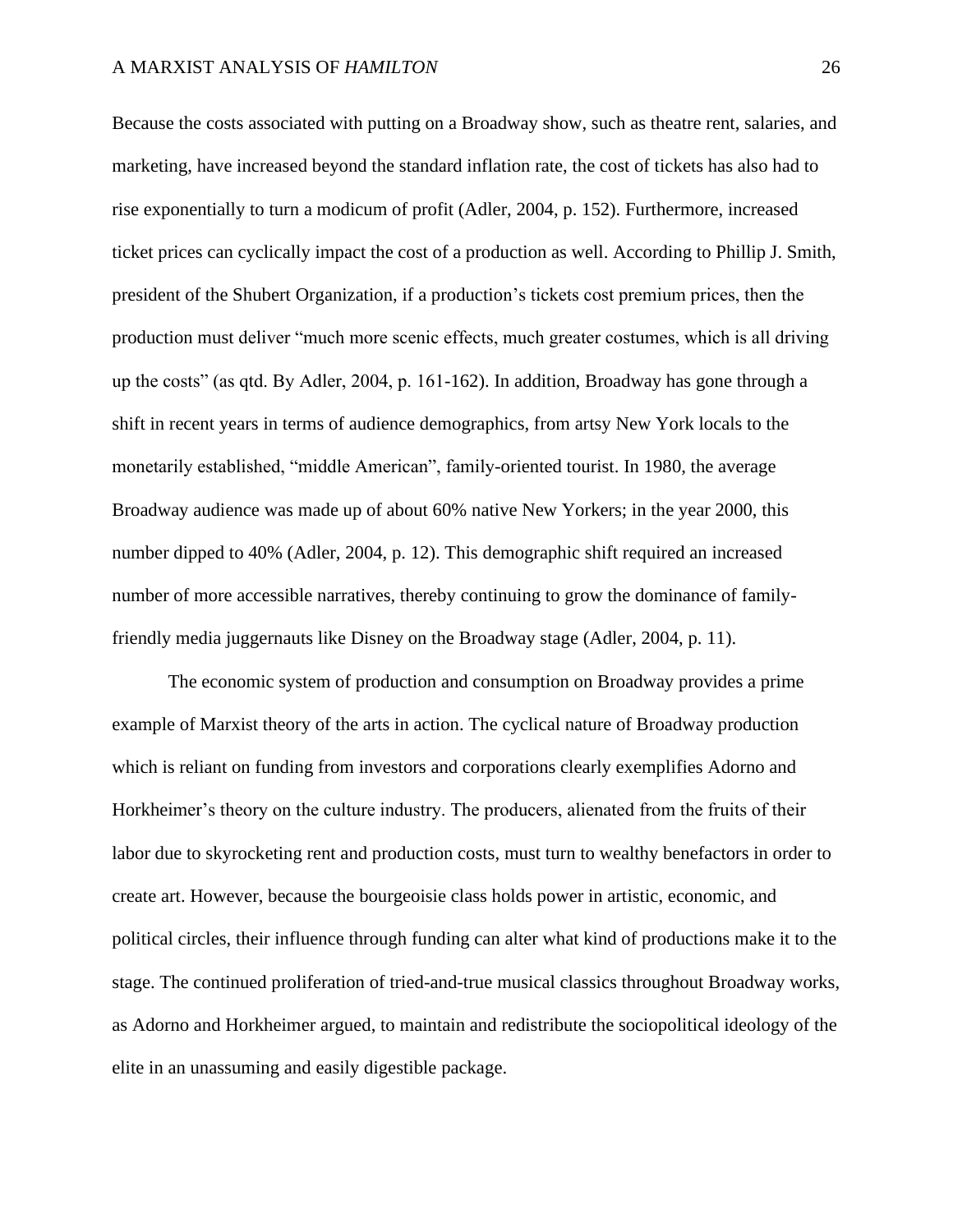Because the costs associated with putting on a Broadway show, such as theatre rent, salaries, and marketing, have increased beyond the standard inflation rate, the cost of tickets has also had to rise exponentially to turn a modicum of profit (Adler, 2004, p. 152). Furthermore, increased ticket prices can cyclically impact the cost of a production as well. According to Phillip J. Smith, president of the Shubert Organization, if a production's tickets cost premium prices, then the production must deliver "much more scenic effects, much greater costumes, which is all driving up the costs" (as qtd. By Adler, 2004, p. 161-162). In addition, Broadway has gone through a shift in recent years in terms of audience demographics, from artsy New York locals to the monetarily established, "middle American", family-oriented tourist. In 1980, the average Broadway audience was made up of about 60% native New Yorkers; in the year 2000, this number dipped to 40% (Adler, 2004, p. 12). This demographic shift required an increased number of more accessible narratives, thereby continuing to grow the dominance of family-friendly media juggernauts like Disney on the Broadway stage (Adler, 2004, p. 11).

The economic system of production and consumption on Broadway provides a prime example of Marxist theory of the arts in action. The cyclical nature of Broadway production which is reliant on funding from investors and corporations clearly exemplifies Adorno and Horkheimer's theory on the culture industry. The producers, alienated from the fruits of their labor due to skyrocketing rent and production costs, must turn to wealthy benefactors in order to create art. However, because the bourgeoisie class holds power in artistic, economic, and political circles, their influence through funding can alter what kind of productions make it to the stage. The continued proliferation of tried-and-true musical classics throughout Broadway works, as Adorno and Horkheimer argued, to maintain and redistribute the sociopolitical ideology of the elite in an unassuming and easily digestible package.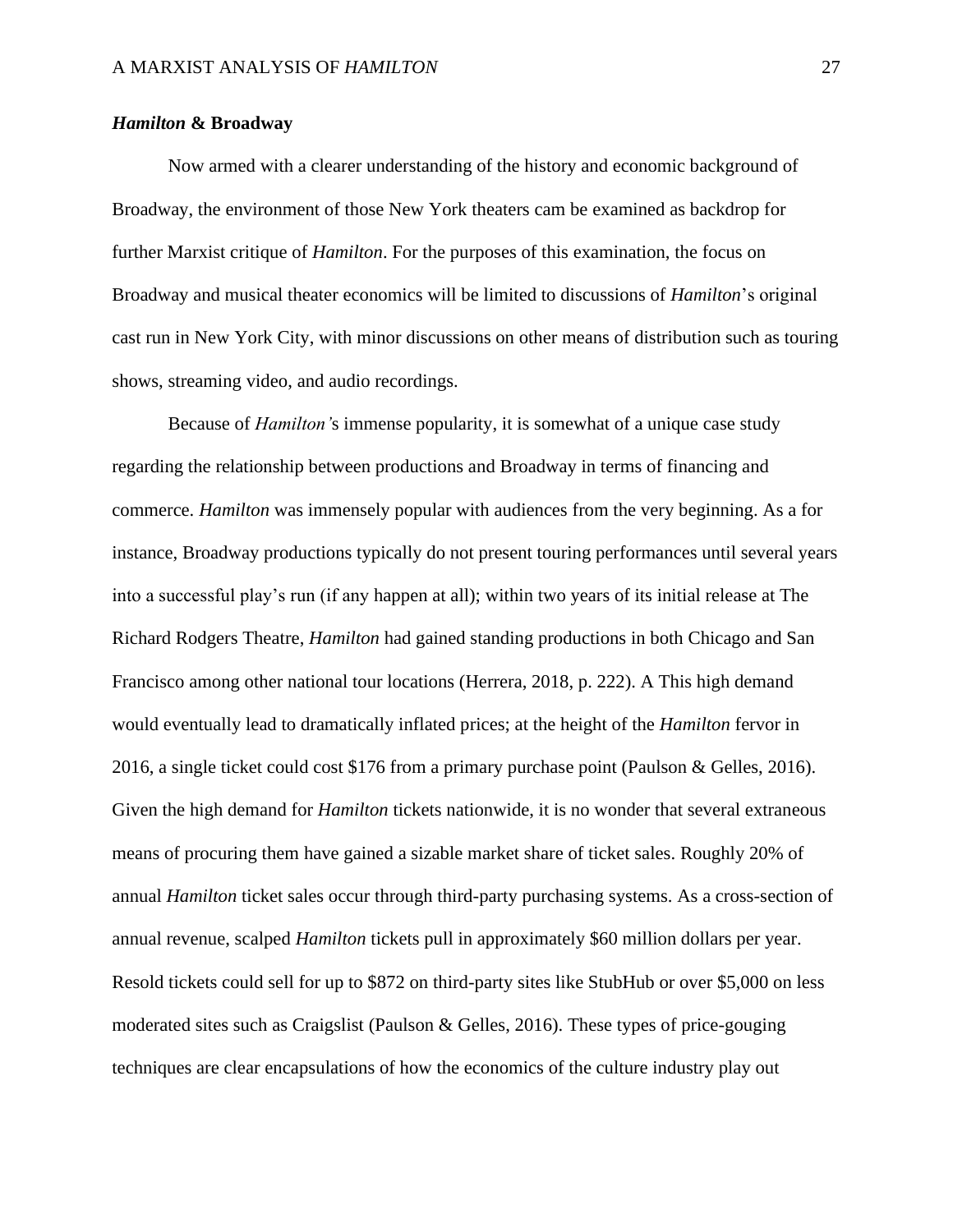### *Hamilton* & Broadway

Now armed with a clearer understanding of the history and economic background of Broadway, the environment of those New York theaters cam be examined as backdrop for further Marxist critique of *Hamilton*. For the purposes of this examination, the focus on Broadway and musical theater economics will be limited to discussions of *Hamilton*'s original cast run in New York City, with minor discussions on other means of distribution such as touring shows, streaming video, and audio recordings.

Because of *Hamilton'*s immense popularity, it is somewhat of a unique case study regarding the relationship between productions and Broadway in terms of financing and commerce. *Hamilton* was immensely popular with audiences from the very beginning. As a for instance, Broadway productions typically do not present touring performances until several years into a successful play's run (if any happen at all); within two years of its initial release at The Richard Rodgers Theatre, *Hamilton* had gained standing productions in both Chicago and San Francisco among other national tour locations (Herrera, 2018, p. 222). A This high demand would eventually lead to dramatically inflated prices; at the height of the *Hamilton* fervor in 2016, a single ticket could cost $176 from a primary purchase point (Paulson & Gelles, 2016). Given the high demand for *Hamilton* tickets nationwide, it is no wonder that several extraneous means of procuring them have gained a sizable market share of ticket sales. Roughly 20% of annual *Hamilton* ticket sales occur through third-party purchasing systems. As a cross-section of annual revenue, scalped *Hamilton* tickets pull in approximately $60 million dollars per year. Resold tickets could sell for up to $872 on third-party sites like StubHub or over $5,000 on less moderated sites such as Craigslist (Paulson & Gelles, 2016). These types of price-gouging techniques are clear encapsulations of how the economics of the culture industry play out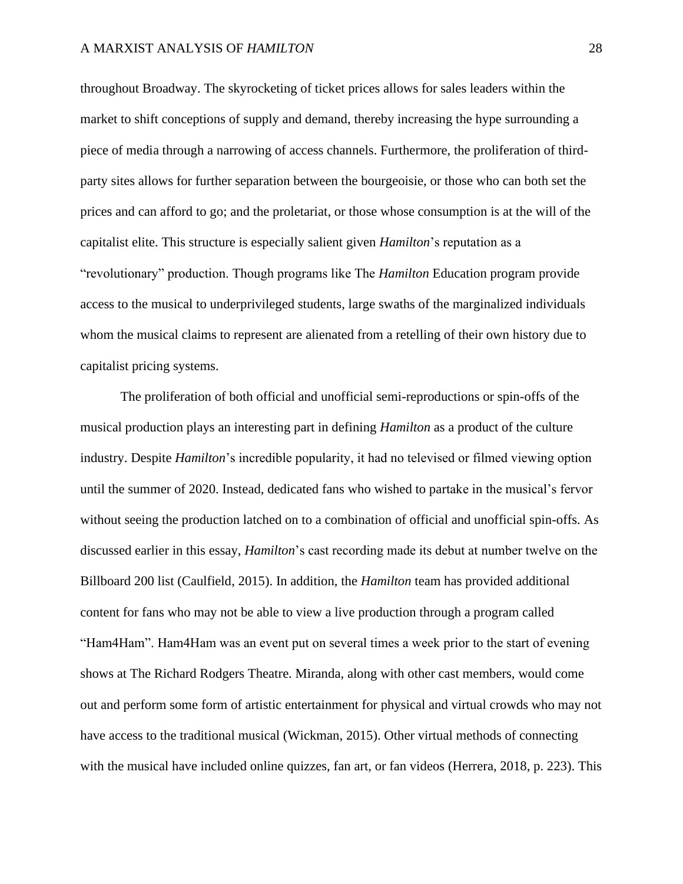throughout Broadway. The skyrocketing of ticket prices allows for sales leaders within the market to shift conceptions of supply and demand, thereby increasing the hype surrounding a piece of media through a narrowing of access channels. Furthermore, the proliferation of third-party sites allows for further separation between the bourgeoisie, or those who can both set the prices and can afford to go; and the proletariat, or those whose consumption is at the will of the capitalist elite. This structure is especially salient given *Hamilton*'s reputation as a "revolutionary" production. Though programs like The *Hamilton* Education program provide access to the musical to underprivileged students, large swaths of the marginalized individuals whom the musical claims to represent are alienated from a retelling of their own history due to capitalist pricing systems.

The proliferation of both official and unofficial semi-reproductions or spin-offs of the musical production plays an interesting part in defining *Hamilton* as a product of the culture industry. Despite *Hamilton*'s incredible popularity, it had no televised or filmed viewing option until the summer of 2020. Instead, dedicated fans who wished to partake in the musical's fervor without seeing the production latched on to a combination of official and unofficial spin-offs. As discussed earlier in this essay, *Hamilton*'s cast recording made its debut at number twelve on the Billboard 200 list (Caulfield, 2015). In addition, the *Hamilton* team has provided additional content for fans who may not be able to view a live production through a program called "Ham4Ham". Ham4Ham was an event put on several times a week prior to the start of evening shows at The Richard Rodgers Theatre. Miranda, along with other cast members, would come out and perform some form of artistic entertainment for physical and virtual crowds who may not have access to the traditional musical (Wickman, 2015). Other virtual methods of connecting with the musical have included online quizzes, fan art, or fan videos (Herrera, 2018, p. 223). This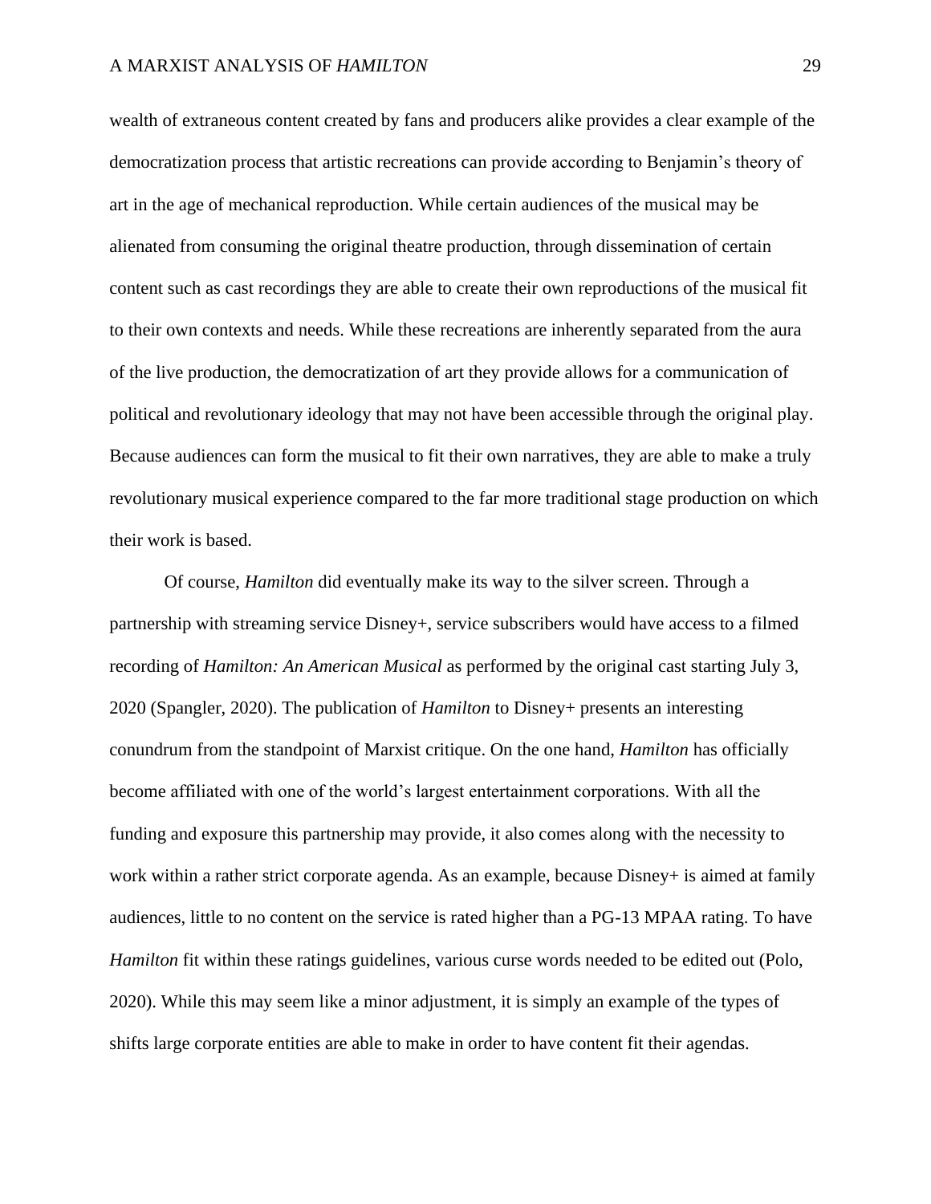wealth of extraneous content created by fans and producers alike provides a clear example of the democratization process that artistic recreations can provide according to Benjamin's theory of art in the age of mechanical reproduction. While certain audiences of the musical may be alienated from consuming the original theatre production, through dissemination of certain content such as cast recordings they are able to create their own reproductions of the musical fit to their own contexts and needs. While these recreations are inherently separated from the aura of the live production, the democratization of art they provide allows for a communication of political and revolutionary ideology that may not have been accessible through the original play. Because audiences can form the musical to fit their own narratives, they are able to make a truly revolutionary musical experience compared to the far more traditional stage production on which their work is based.

Of course, *Hamilton* did eventually make its way to the silver screen. Through a partnership with streaming service Disney+, service subscribers would have access to a filmed recording of *Hamilton: An American Musical* as performed by the original cast starting July 3, 2020 (Spangler, 2020). The publication of *Hamilton* to Disney+ presents an interesting conundrum from the standpoint of Marxist critique. On the one hand, *Hamilton* has officially become affiliated with one of the world's largest entertainment corporations. With all the funding and exposure this partnership may provide, it also comes along with the necessity to work within a rather strict corporate agenda. As an example, because Disney+ is aimed at family audiences, little to no content on the service is rated higher than a PG-13 MPAA rating. To have *Hamilton* fit within these ratings guidelines, various curse words needed to be edited out (Polo, 2020). While this may seem like a minor adjustment, it is simply an example of the types of shifts large corporate entities are able to make in order to have content fit their agendas.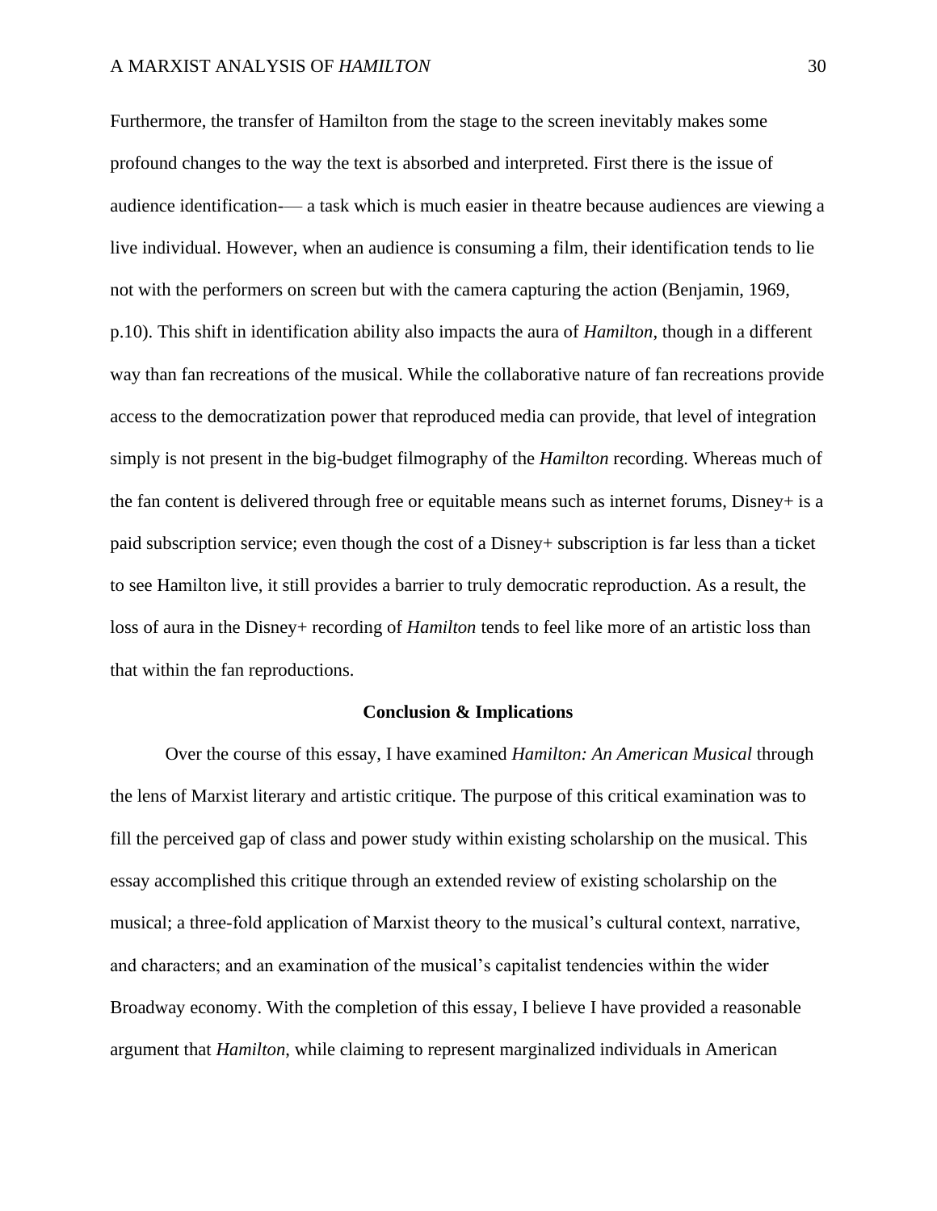Furthermore, the transfer of Hamilton from the stage to the screen inevitably makes some profound changes to the way the text is absorbed and interpreted. First there is the issue of audience identification-— a task which is much easier in theatre because audiences are viewing a live individual. However, when an audience is consuming a film, their identification tends to lie not with the performers on screen but with the camera capturing the action (Benjamin, 1969, p.10). This shift in identification ability also impacts the aura of *Hamilton*, though in a different way than fan recreations of the musical. While the collaborative nature of fan recreations provide access to the democratization power that reproduced media can provide, that level of integration simply is not present in the big-budget filmography of the *Hamilton* recording. Whereas much of the fan content is delivered through free or equitable means such as internet forums, Disney+ is a paid subscription service; even though the cost of a Disney+ subscription is far less than a ticket to see Hamilton live, it still provides a barrier to truly democratic reproduction. As a result, the loss of aura in the Disney+ recording of *Hamilton* tends to feel like more of an artistic loss than that within the fan reproductions.

## Conclusion & Implications

Over the course of this essay, I have examined *Hamilton: An American Musical* through the lens of Marxist literary and artistic critique. The purpose of this critical examination was to fill the perceived gap of class and power study within existing scholarship on the musical. This essay accomplished this critique through an extended review of existing scholarship on the musical; a three-fold application of Marxist theory to the musical's cultural context, narrative, and characters; and an examination of the musical's capitalist tendencies within the wider Broadway economy. With the completion of this essay, I believe I have provided a reasonable argument that *Hamilton*, while claiming to represent marginalized individuals in American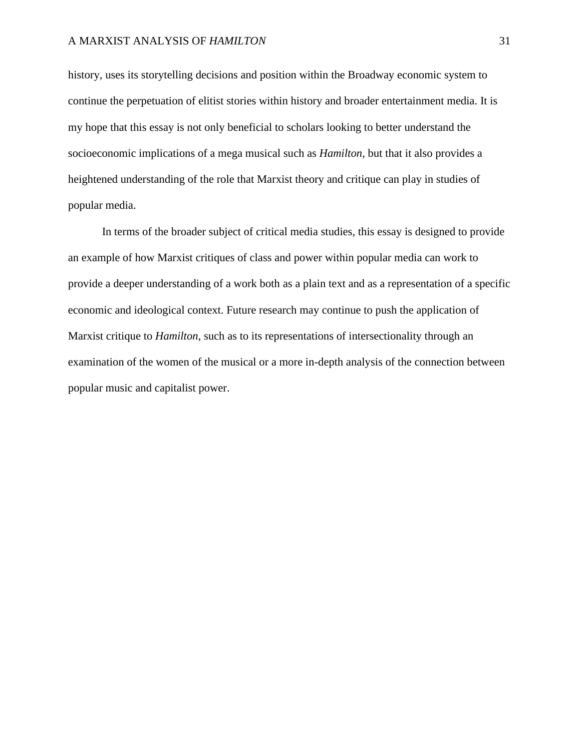history, uses its storytelling decisions and position within the Broadway economic system to continue the perpetuation of elitist stories within history and broader entertainment media. It is my hope that this essay is not only beneficial to scholars looking to better understand the socioeconomic implications of a mega musical such as *Hamilton*, but that it also provides a heightened understanding of the role that Marxist theory and critique can play in studies of popular media.

In terms of the broader subject of critical media studies, this essay is designed to provide an example of how Marxist critiques of class and power within popular media can work to provide a deeper understanding of a work both as a plain text and as a representation of a specific economic and ideological context. Future research may continue to push the application of Marxist critique to *Hamilton*, such as to its representations of intersectionality through an examination of the women of the musical or a more in-depth analysis of the connection between popular music and capitalist power.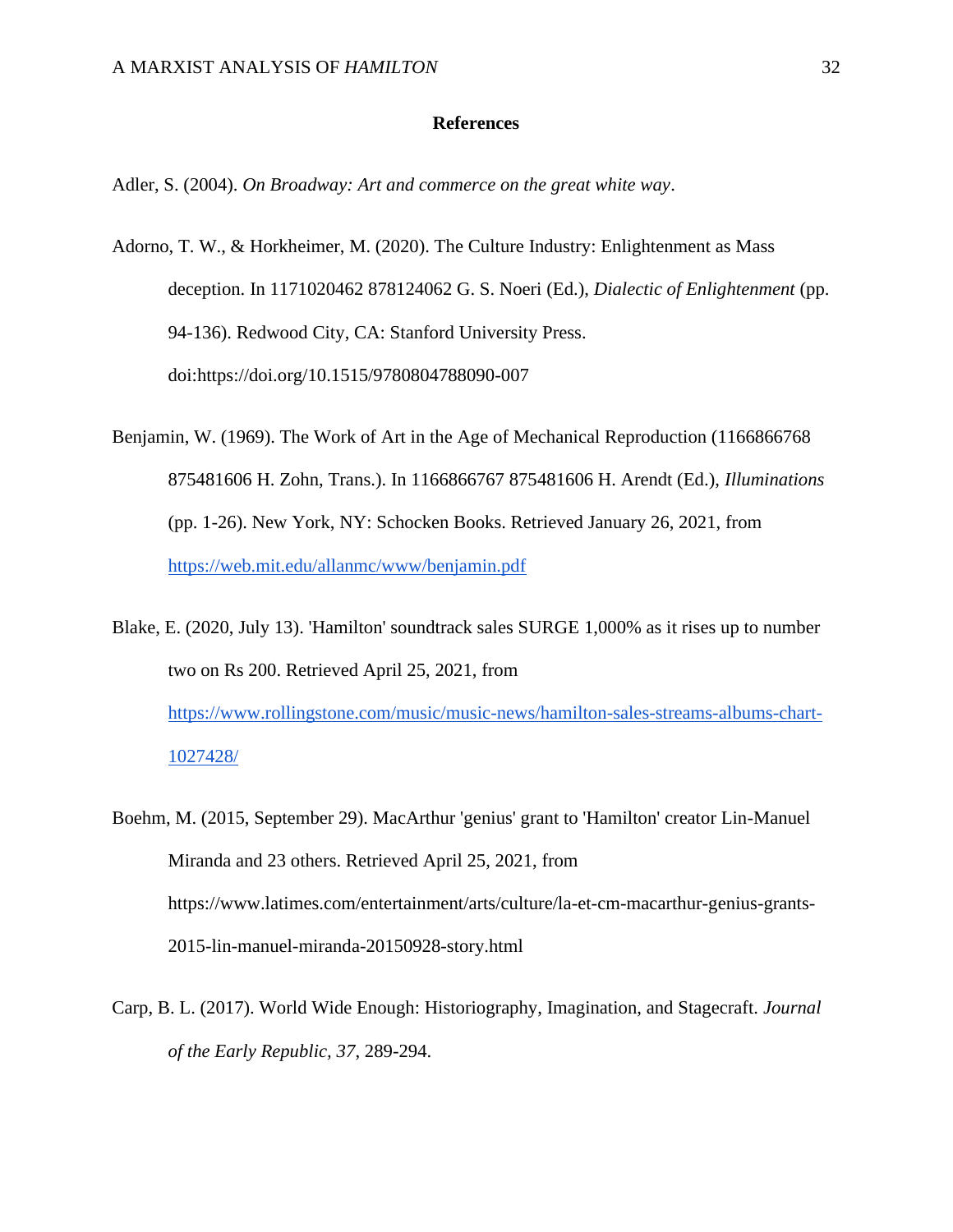**References**

Adler, S. (2004). *On Broadway: Art and commerce on the great white way*.

Adorno, T. W., & Horkheimer, M. (2020). The Culture Industry: Enlightenment as Mass deception. In 1171020462 878124062 G. S. Noeri (Ed.), *Dialectic of Enlightenment* (pp. 94-136). Redwood City, CA: Stanford University Press. doi:https://doi.org/10.1515/9780804788090-007

Benjamin, W. (1969). The Work of Art in the Age of Mechanical Reproduction (1166866768 875481606 H. Zohn, Trans.). In 1166866767 875481606 H. Arendt (Ed.), *Illuminations* (pp. 1-26). New York, NY: Schocken Books. Retrieved January 26, 2021, from https://web.mit.edu/allanmc/www/benjamin.pdf

Blake, E. (2020, July 13). 'Hamilton' soundtrack sales SURGE 1,000% as it rises up to number two on Rs 200. Retrieved April 25, 2021, from https://www.rollingstone.com/music/music-news/hamilton-sales-streams-albums-chart-1027428/

Boehm, M. (2015, September 29). MacArthur 'genius' grant to 'Hamilton' creator Lin-Manuel Miranda and 23 others. Retrieved April 25, 2021, from https://www.latimes.com/entertainment/arts/culture/la-et-cm-macarthur-genius-grants-2015-lin-manuel-miranda-20150928-story.html

Carp, B. L. (2017). World Wide Enough: Historiography, Imagination, and Stagecraft. *Journal of the Early Republic, 37*, 289-294.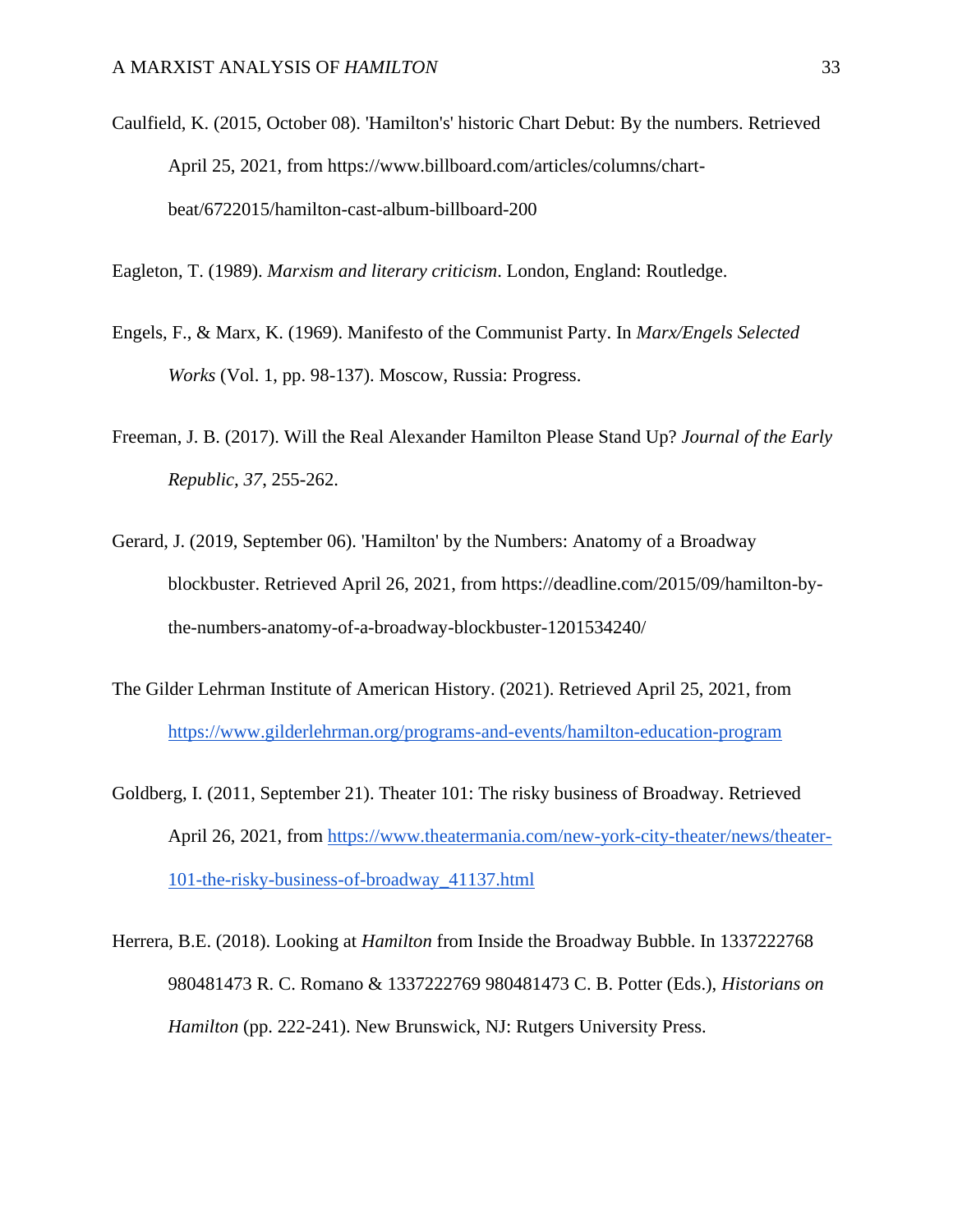Caulfield, K. (2015, October 08). 'Hamilton's' historic Chart Debut: By the numbers. Retrieved April 25, 2021, from https://www.billboard.com/articles/columns/chart-beat/6722015/hamilton-cast-album-billboard-200

Eagleton, T. (1989). *Marxism and literary criticism*. London, England: Routledge.

Engels, F., & Marx, K. (1969). Manifesto of the Communist Party. In *Marx/Engels Selected Works* (Vol. 1, pp. 98-137). Moscow, Russia: Progress.

Freeman, J. B. (2017). Will the Real Alexander Hamilton Please Stand Up? *Journal of the Early Republic, 37*, 255-262.

Gerard, J. (2019, September 06). 'Hamilton' by the Numbers: Anatomy of a Broadway blockbuster. Retrieved April 26, 2021, from https://deadline.com/2015/09/hamilton-by-the-numbers-anatomy-of-a-broadway-blockbuster-1201534240/

The Gilder Lehrman Institute of American History. (2021). Retrieved April 25, 2021, from https://www.gilderlehrman.org/programs-and-events/hamilton-education-program

Goldberg, I. (2011, September 21). Theater 101: The risky business of Broadway. Retrieved April 26, 2021, from https://www.theatermania.com/new-york-city-theater/news/theater-101-the-risky-business-of-broadway_41137.html

Herrera, B.E. (2018). Looking at *Hamilton* from Inside the Broadway Bubble. In 1337222768 980481473 R. C. Romano & 1337222769 980481473 C. B. Potter (Eds.), *Historians on Hamilton* (pp. 222-241). New Brunswick, NJ: Rutgers University Press.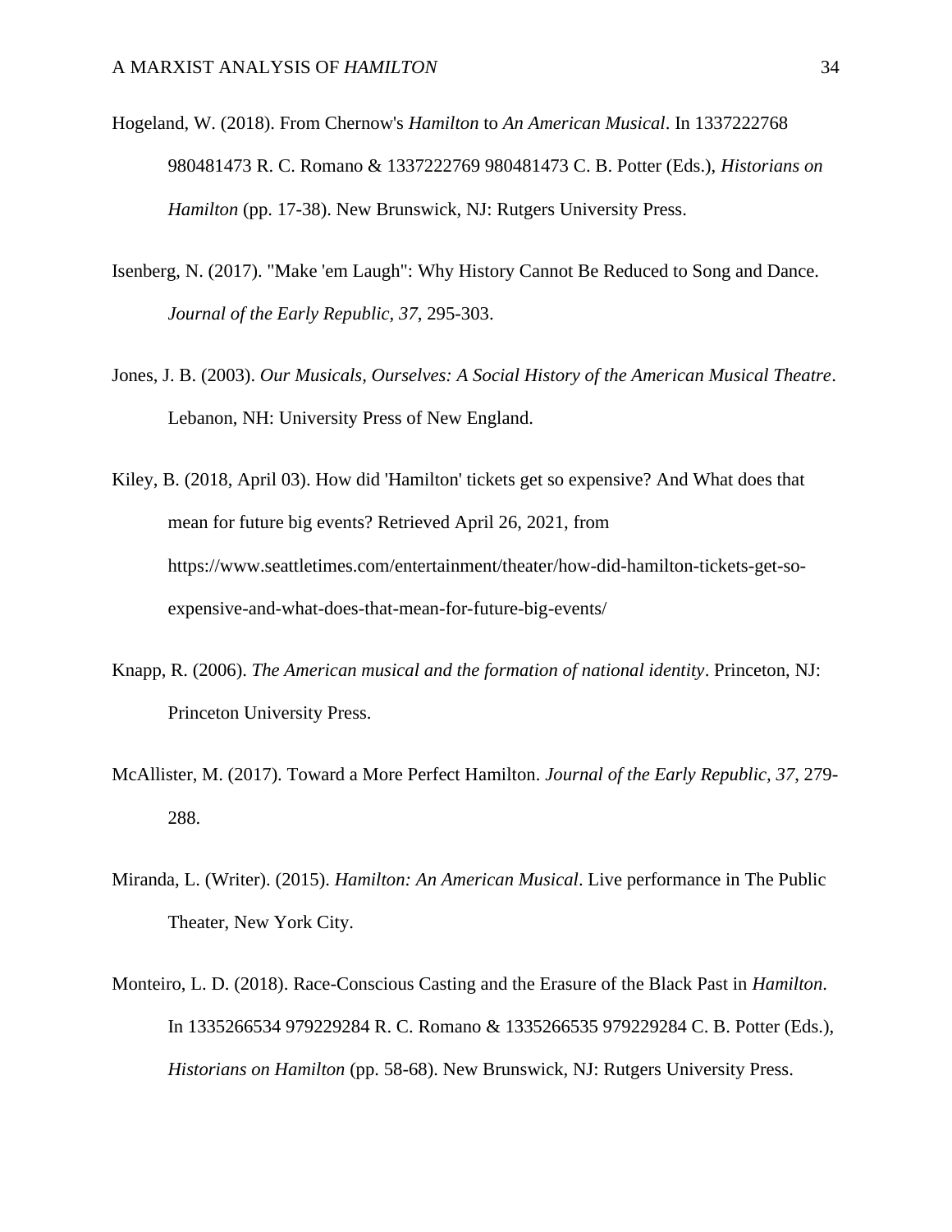Hogeland, W. (2018). From Chernow's *Hamilton* to *An American Musical*. In 1337222768 980481473 R. C. Romano & 1337222769 980481473 C. B. Potter (Eds.), *Historians on Hamilton* (pp. 17-38). New Brunswick, NJ: Rutgers University Press.

Isenberg, N. (2017). "Make 'em Laugh": Why History Cannot Be Reduced to Song and Dance. *Journal of the Early Republic, 37*, 295-303.

Jones, J. B. (2003). *Our Musicals, Ourselves: A Social History of the American Musical Theatre*. Lebanon, NH: University Press of New England.

Kiley, B. (2018, April 03). How did 'Hamilton' tickets get so expensive? And What does that mean for future big events? Retrieved April 26, 2021, from https://www.seattletimes.com/entertainment/theater/how-did-hamilton-tickets-get-so-expensive-and-what-does-that-mean-for-future-big-events/

Knapp, R. (2006). *The American musical and the formation of national identity*. Princeton, NJ: Princeton University Press.

McAllister, M. (2017). Toward a More Perfect Hamilton. *Journal of the Early Republic, 37*, 279-288.

Miranda, L. (Writer). (2015). *Hamilton: An American Musical*. Live performance in The Public Theater, New York City.

Monteiro, L. D. (2018). Race-Conscious Casting and the Erasure of the Black Past in *Hamilton*. In 1335266534 979229284 R. C. Romano & 1335266535 979229284 C. B. Potter (Eds.), *Historians on Hamilton* (pp. 58-68). New Brunswick, NJ: Rutgers University Press.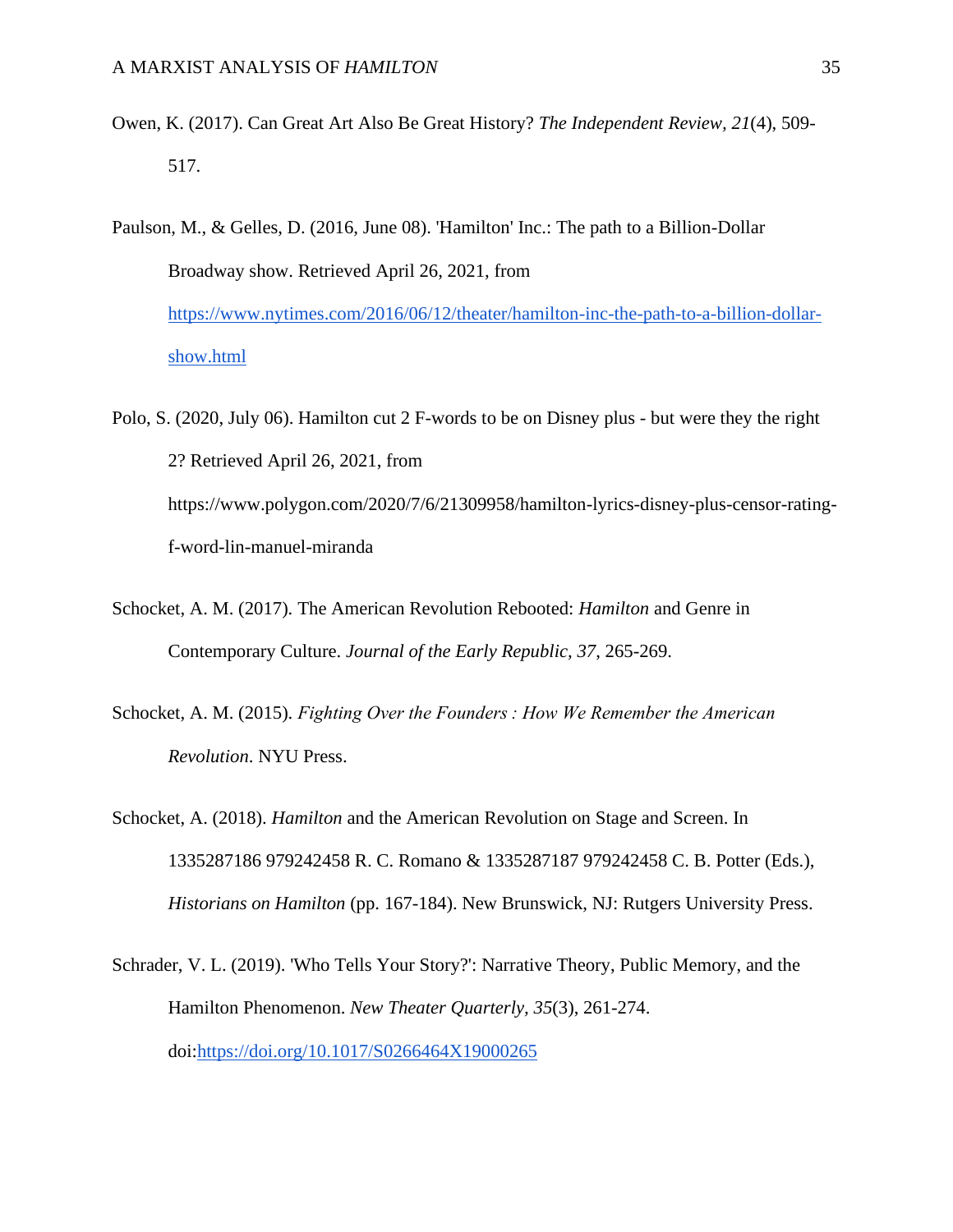Owen, K. (2017). Can Great Art Also Be Great History? *The Independent Review, 21*(4), 509-517.

Paulson, M., & Gelles, D. (2016, June 08). 'Hamilton' Inc.: The path to a Billion-Dollar Broadway show. Retrieved April 26, 2021, from https://www.nytimes.com/2016/06/12/theater/hamilton-inc-the-path-to-a-billion-dollar-show.html

Polo, S. (2020, July 06). Hamilton cut 2 F-words to be on Disney plus - but were they the right 2? Retrieved April 26, 2021, from https://www.polygon.com/2020/7/6/21309958/hamilton-lyrics-disney-plus-censor-rating-f-word-lin-manuel-miranda

Schocket, A. M. (2017). The American Revolution Rebooted: *Hamilton* and Genre in Contemporary Culture. *Journal of the Early Republic, 37*, 265-269.

Schocket, A. M. (2015). *Fighting Over the Founders : How We Remember the American Revolution*. NYU Press.

Schocket, A. (2018). *Hamilton* and the American Revolution on Stage and Screen. In 1335287186 979242458 R. C. Romano & 1335287187 979242458 C. B. Potter (Eds.), *Historians on Hamilton* (pp. 167-184). New Brunswick, NJ: Rutgers University Press.

Schrader, V. L. (2019). 'Who Tells Your Story?': Narrative Theory, Public Memory, and the Hamilton Phenomenon. *New Theater Quarterly, 35*(3), 261-274. doi:https://doi.org/10.1017/S0266464X19000265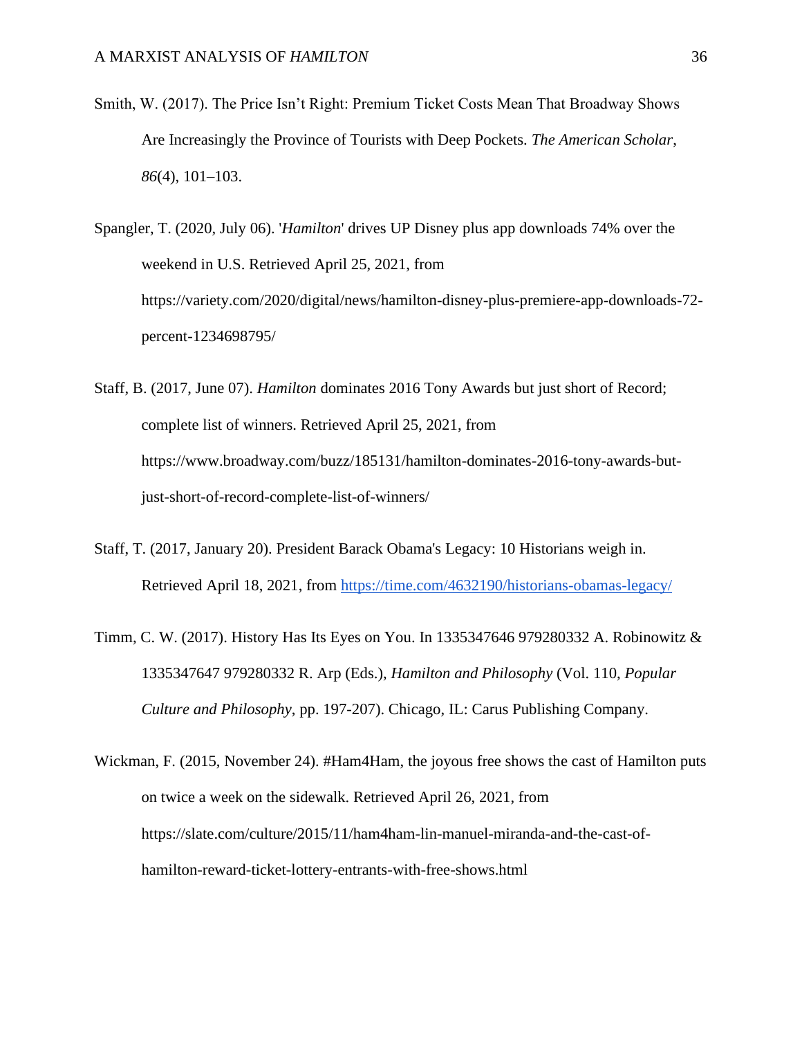Smith, W. (2017). The Price Isn't Right: Premium Ticket Costs Mean That Broadway Shows Are Increasingly the Province of Tourists with Deep Pockets. *The American Scholar*, *86*(4), 101–103.

Spangler, T. (2020, July 06). '*Hamilton*' drives UP Disney plus app downloads 74% over the weekend in U.S. Retrieved April 25, 2021, from https://variety.com/2020/digital/news/hamilton-disney-plus-premiere-app-downloads-72-percent-1234698795/

Staff, B. (2017, June 07). *Hamilton* dominates 2016 Tony Awards but just short of Record; complete list of winners. Retrieved April 25, 2021, from https://www.broadway.com/buzz/185131/hamilton-dominates-2016-tony-awards-but-just-short-of-record-complete-list-of-winners/

Staff, T. (2017, January 20). President Barack Obama's Legacy: 10 Historians weigh in. Retrieved April 18, 2021, from https://time.com/4632190/historians-obamas-legacy/

Timm, C. W. (2017). History Has Its Eyes on You. In 1335347646 979280332 A. Robinowitz & 1335347647 979280332 R. Arp (Eds.), *Hamilton and Philosophy* (Vol. 110, *Popular Culture and Philosophy*, pp. 197-207). Chicago, IL: Carus Publishing Company.

Wickman, F. (2015, November 24). #Ham4Ham, the joyous free shows the cast of Hamilton puts on twice a week on the sidewalk. Retrieved April 26, 2021, from https://slate.com/culture/2015/11/ham4ham-lin-manuel-miranda-and-the-cast-of-hamilton-reward-ticket-lottery-entrants-with-free-shows.html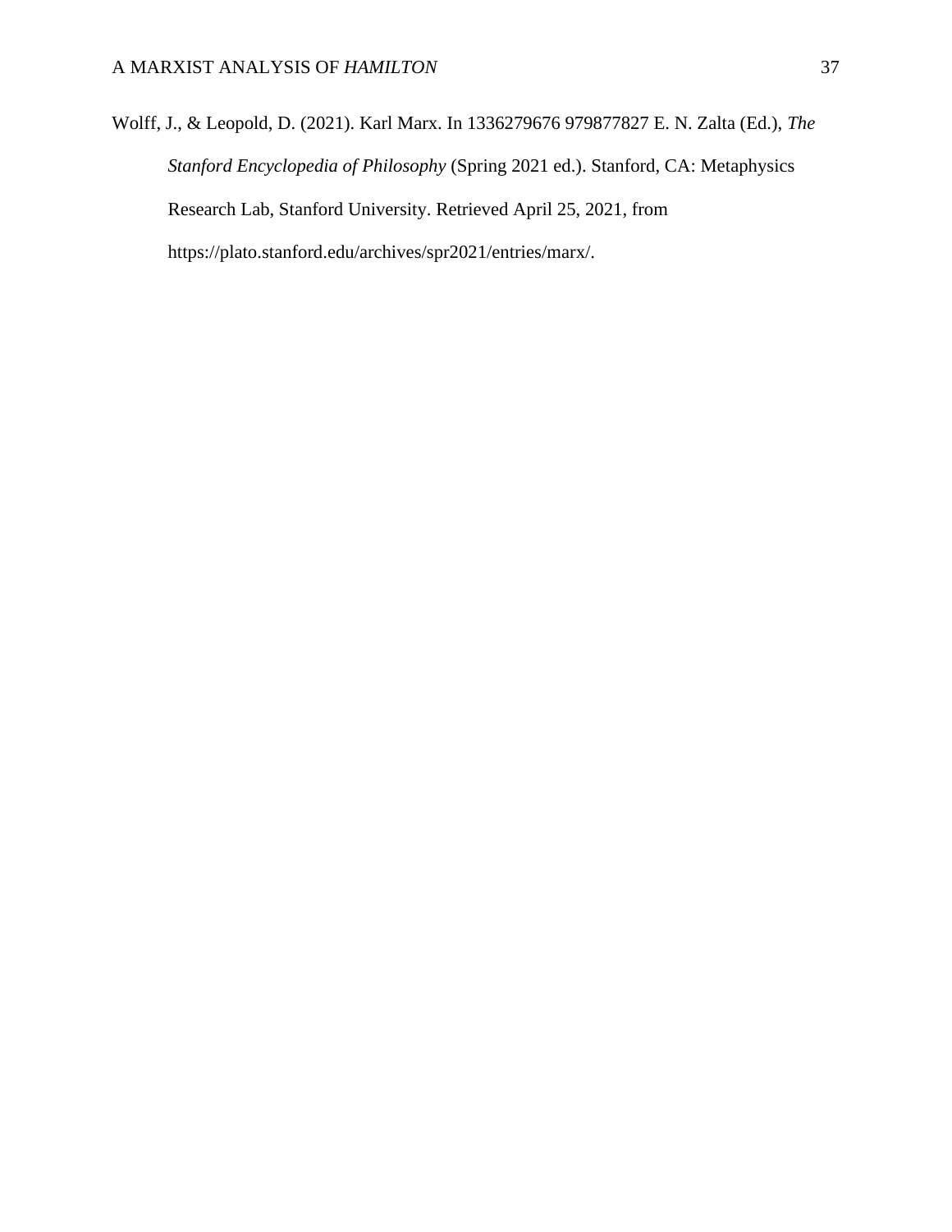Wolff, J., & Leopold, D. (2021). Karl Marx. In 1336279676 979877827 E. N. Zalta (Ed.), *The Stanford Encyclopedia of Philosophy* (Spring 2021 ed.). Stanford, CA: Metaphysics Research Lab, Stanford University. Retrieved April 25, 2021, from https://plato.stanford.edu/archives/spr2021/entries/marx/.